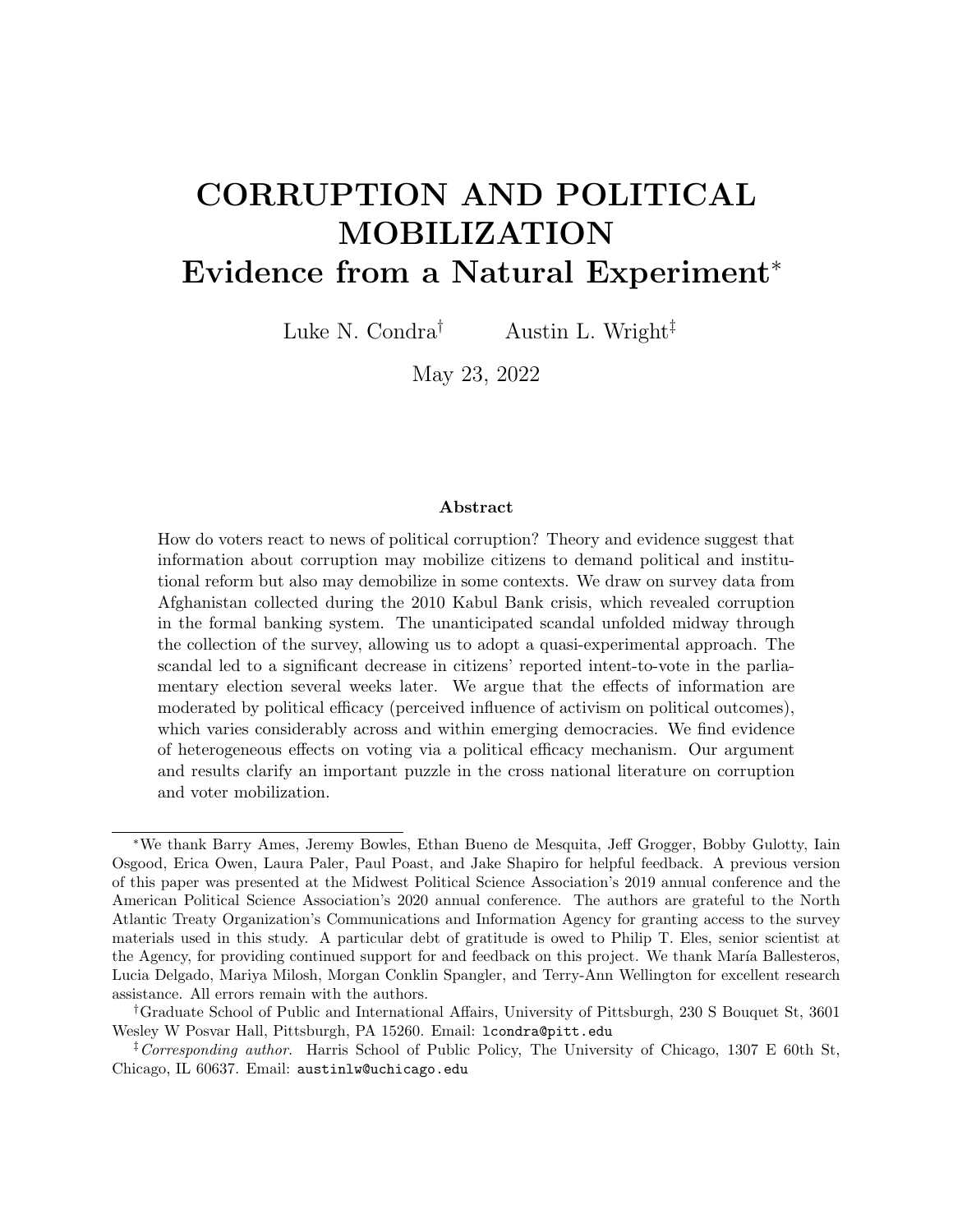# CORRUPTION AND POLITICAL MOBILIZATION
## Evidence from a Natural Experiment*

Luke N. Condra[†] Austin L. Wright[‡]

May 23, 2022

### Abstract

How do voters react to news of political corruption? Theory and evidence suggest that information about corruption may mobilize citizens to demand political and institutional reform but also may demobilize in some contexts. We draw on survey data from Afghanistan collected during the 2010 Kabul Bank crisis, which revealed corruption in the formal banking system. The unanticipated scandal unfolded midway through the collection of the survey, allowing us to adopt a quasi-experimental approach. The scandal led to a significant decrease in citizens' reported intent-to-vote in the parliamentary election several weeks later. We argue that the effects of information are moderated by political efficacy (perceived influence of activism on political outcomes), which varies considerably across and within emerging democracies. We find evidence of heterogeneous effects on voting via a political efficacy mechanism. Our argument and results clarify an important puzzle in the cross national literature on corruption and voter mobilization.

---

*We thank Barry Ames, Jeremy Bowles, Ethan Bueno de Mesquita, Jeff Grogger, Bobby Gulotty, Iain Osgood, Erica Owen, Laura Paler, Paul Poast, and Jake Shapiro for helpful feedback. A previous version of this paper was presented at the Midwest Political Science Association's 2019 annual conference and the American Political Science Association's 2020 annual conference. The authors are grateful to the North Atlantic Treaty Organization's Communications and Information Agency for granting access to the survey materials used in this study. A particular debt of gratitude is owed to Philip T. Eles, senior scientist at the Agency, for providing continued support for and feedback on this project. We thank María Ballesteros, Lucia Delgado, Mariya Milosh, Morgan Conklin Spangler, and Terry-Ann Wellington for excellent research assistance. All errors remain with the authors.

†Graduate School of Public and International Affairs, University of Pittsburgh, 230 S Bouquet St, 3601 Wesley W Posvar Hall, Pittsburgh, PA 15260. Email: lcondra@pitt.edu

‡*Corresponding author.* Harris School of Public Policy, The University of Chicago, 1307 E 60th St, Chicago, IL 60637. Email: austinlw@uchicago.edu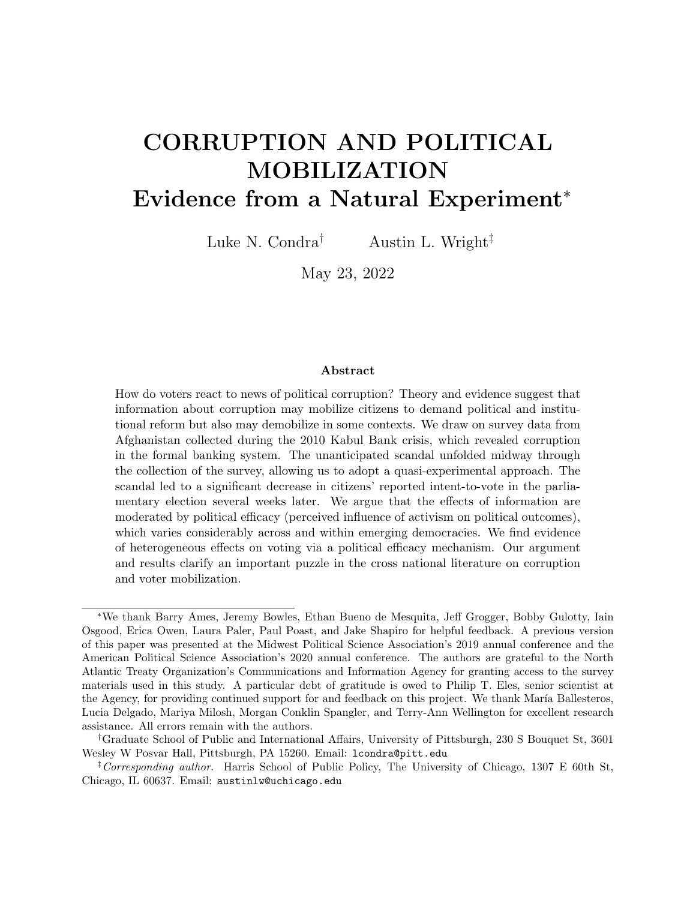# CORRUPTION AND POLITICAL MOBILIZATION
## Evidence from a Natural Experiment*

Luke N. Condra[†] Austin L. Wright[‡]

May 23, 2022

### Abstract

How do voters react to news of political corruption? Theory and evidence suggest that information about corruption may mobilize citizens to demand political and institutional reform but also may demobilize in some contexts. We draw on survey data from Afghanistan collected during the 2010 Kabul Bank crisis, which revealed corruption in the formal banking system. The unanticipated scandal unfolded midway through the collection of the survey, allowing us to adopt a quasi-experimental approach. The scandal led to a significant decrease in citizens' reported intent-to-vote in the parliamentary election several weeks later. We argue that the effects of information are moderated by political efficacy (perceived influence of activism on political outcomes), which varies considerably across and within emerging democracies. We find evidence of heterogeneous effects on voting via a political efficacy mechanism. Our argument and results clarify an important puzzle in the cross national literature on corruption and voter mobilization.

---

*We thank Barry Ames, Jeremy Bowles, Ethan Bueno de Mesquita, Jeff Grogger, Bobby Gulotty, Iain Osgood, Erica Owen, Laura Paler, Paul Poast, and Jake Shapiro for helpful feedback. A previous version of this paper was presented at the Midwest Political Science Association's 2019 annual conference and the American Political Science Association's 2020 annual conference. The authors are grateful to the North Atlantic Treaty Organization's Communications and Information Agency for granting access to the survey materials used in this study. A particular debt of gratitude is owed to Philip T. Eles, senior scientist at the Agency, for providing continued support for and feedback on this project. We thank María Ballesteros, Lucia Delgado, Mariya Milosh, Morgan Conklin Spangler, and Terry-Ann Wellington for excellent research assistance. All errors remain with the authors.

[†]Graduate School of Public and International Affairs, University of Pittsburgh, 230 S Bouquet St, 3601 Wesley W Posvar Hall, Pittsburgh, PA 15260. Email: lcondra@pitt.edu

[‡]*Corresponding author.* Harris School of Public Policy, The University of Chicago, 1307 E 60th St, Chicago, IL 60637. Email: austinlw@uchicago.edu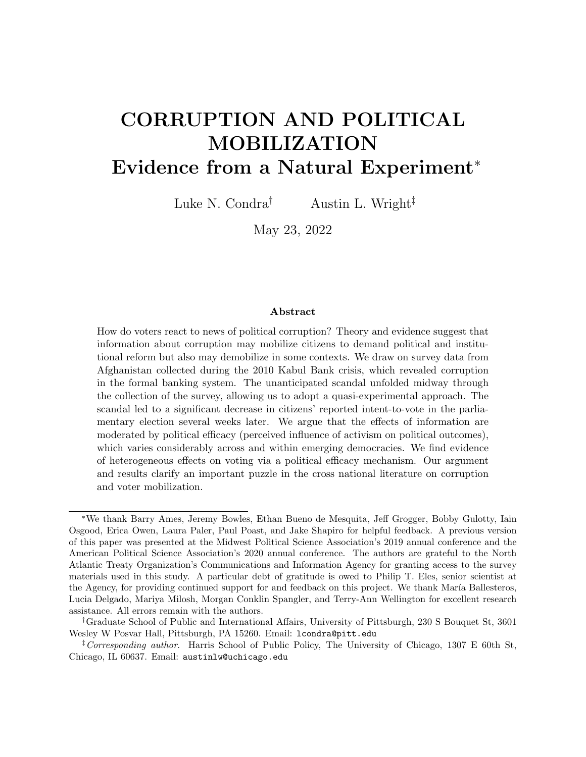# CORRUPTION AND POLITICAL MOBILIZATION

## Evidence from a Natural Experiment*

Luke N. Condra[†] Austin L. Wright[‡]

May 23, 2022

### Abstract

How do voters react to news of political corruption? Theory and evidence suggest that information about corruption may mobilize citizens to demand political and institutional reform but also may demobilize in some contexts. We draw on survey data from Afghanistan collected during the 2010 Kabul Bank crisis, which revealed corruption in the formal banking system. The unanticipated scandal unfolded midway through the collection of the survey, allowing us to adopt a quasi-experimental approach. The scandal led to a significant decrease in citizens' reported intent-to-vote in the parliamentary election several weeks later. We argue that the effects of information are moderated by political efficacy (perceived influence of activism on political outcomes), which varies considerably across and within emerging democracies. We find evidence of heterogeneous effects on voting via a political efficacy mechanism. Our argument and results clarify an important puzzle in the cross national literature on corruption and voter mobilization.

---

*We thank Barry Ames, Jeremy Bowles, Ethan Bueno de Mesquita, Jeff Grogger, Bobby Gulotty, Iain Osgood, Erica Owen, Laura Paler, Paul Poast, and Jake Shapiro for helpful feedback. A previous version of this paper was presented at the Midwest Political Science Association's 2019 annual conference and the American Political Science Association's 2020 annual conference. The authors are grateful to the North Atlantic Treaty Organization's Communications and Information Agency for granting access to the survey materials used in this study. A particular debt of gratitude is owed to Philip T. Eles, senior scientist at the Agency, for providing continued support for and feedback on this project. We thank María Ballesteros, Lucia Delgado, Mariya Milosh, Morgan Conklin Spangler, and Terry-Ann Wellington for excellent research assistance. All errors remain with the authors.

†Graduate School of Public and International Affairs, University of Pittsburgh, 230 S Bouquet St, 3601 Wesley W Posvar Hall, Pittsburgh, PA 15260. Email: lcondra@pitt.edu

‡*Corresponding author.* Harris School of Public Policy, The University of Chicago, 1307 E 60th St, Chicago, IL 60637. Email: austinlw@uchicago.edu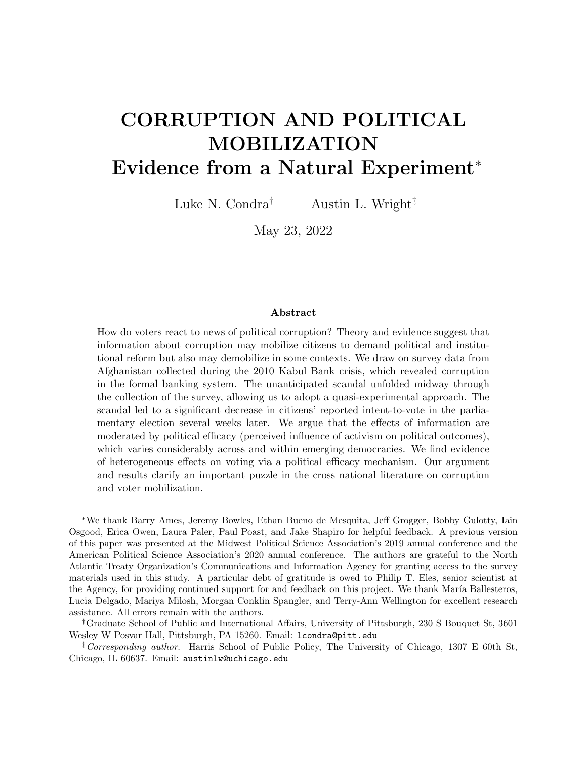# CORRUPTION AND POLITICAL MOBILIZATION
## Evidence from a Natural Experiment*

Luke N. Condra[†] Austin L. Wright[‡]

May 23, 2022

### Abstract

How do voters react to news of political corruption? Theory and evidence suggest that information about corruption may mobilize citizens to demand political and institutional reform but also may demobilize in some contexts. We draw on survey data from Afghanistan collected during the 2010 Kabul Bank crisis, which revealed corruption in the formal banking system. The unanticipated scandal unfolded midway through the collection of the survey, allowing us to adopt a quasi-experimental approach. The scandal led to a significant decrease in citizens' reported intent-to-vote in the parliamentary election several weeks later. We argue that the effects of information are moderated by political efficacy (perceived influence of activism on political outcomes), which varies considerably across and within emerging democracies. We find evidence of heterogeneous effects on voting via a political efficacy mechanism. Our argument and results clarify an important puzzle in the cross national literature on corruption and voter mobilization.

---

*We thank Barry Ames, Jeremy Bowles, Ethan Bueno de Mesquita, Jeff Grogger, Bobby Gulotty, Iain Osgood, Erica Owen, Laura Paler, Paul Poast, and Jake Shapiro for helpful feedback. A previous version of this paper was presented at the Midwest Political Science Association's 2019 annual conference and the American Political Science Association's 2020 annual conference. The authors are grateful to the North Atlantic Treaty Organization's Communications and Information Agency for granting access to the survey materials used in this study. A particular debt of gratitude is owed to Philip T. Eles, senior scientist at the Agency, for providing continued support for and feedback on this project. We thank María Ballesteros, Lucia Delgado, Mariya Milosh, Morgan Conklin Spangler, and Terry-Ann Wellington for excellent research assistance. All errors remain with the authors.

†Graduate School of Public and International Affairs, University of Pittsburgh, 230 S Bouquet St, 3601 Wesley W Posvar Hall, Pittsburgh, PA 15260. Email: lcondra@pitt.edu

‡*Corresponding author.* Harris School of Public Policy, The University of Chicago, 1307 E 60th St, Chicago, IL 60637. Email: austinlw@uchicago.edu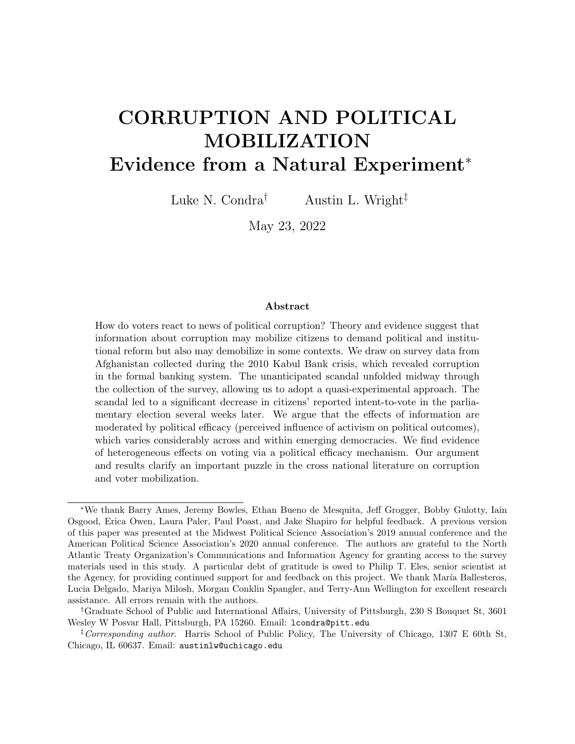# CORRUPTION AND POLITICAL MOBILIZATION
## Evidence from a Natural Experiment*

Luke N. Condra† Austin L. Wright‡

May 23, 2022

### Abstract

How do voters react to news of political corruption? Theory and evidence suggest that information about corruption may mobilize citizens to demand political and institutional reform but also may demobilize in some contexts. We draw on survey data from Afghanistan collected during the 2010 Kabul Bank crisis, which revealed corruption in the formal banking system. The unanticipated scandal unfolded midway through the collection of the survey, allowing us to adopt a quasi-experimental approach. The scandal led to a significant decrease in citizens' reported intent-to-vote in the parliamentary election several weeks later. We argue that the effects of information are moderated by political efficacy (perceived influence of activism on political outcomes), which varies considerably across and within emerging democracies. We find evidence of heterogeneous effects on voting via a political efficacy mechanism. Our argument and results clarify an important puzzle in the cross national literature on corruption and voter mobilization.

---

*We thank Barry Ames, Jeremy Bowles, Ethan Bueno de Mesquita, Jeff Grogger, Bobby Gulotty, Iain Osgood, Erica Owen, Laura Paler, Paul Poast, and Jake Shapiro for helpful feedback. A previous version of this paper was presented at the Midwest Political Science Association's 2019 annual conference and the American Political Science Association's 2020 annual conference. The authors are grateful to the North Atlantic Treaty Organization's Communications and Information Agency for granting access to the survey materials used in this study. A particular debt of gratitude is owed to Philip T. Eles, senior scientist at the Agency, for providing continued support for and feedback on this project. We thank María Ballesteros, Lucia Delgado, Mariya Milosh, Morgan Conklin Spangler, and Terry-Ann Wellington for excellent research assistance. All errors remain with the authors.

†Graduate School of Public and International Affairs, University of Pittsburgh, 230 S Bouquet St, 3601 Wesley W Posvar Hall, Pittsburgh, PA 15260. Email: lcondra@pitt.edu

‡*Corresponding author.* Harris School of Public Policy, The University of Chicago, 1307 E 60th St, Chicago, IL 60637. Email: austinlw@uchicago.edu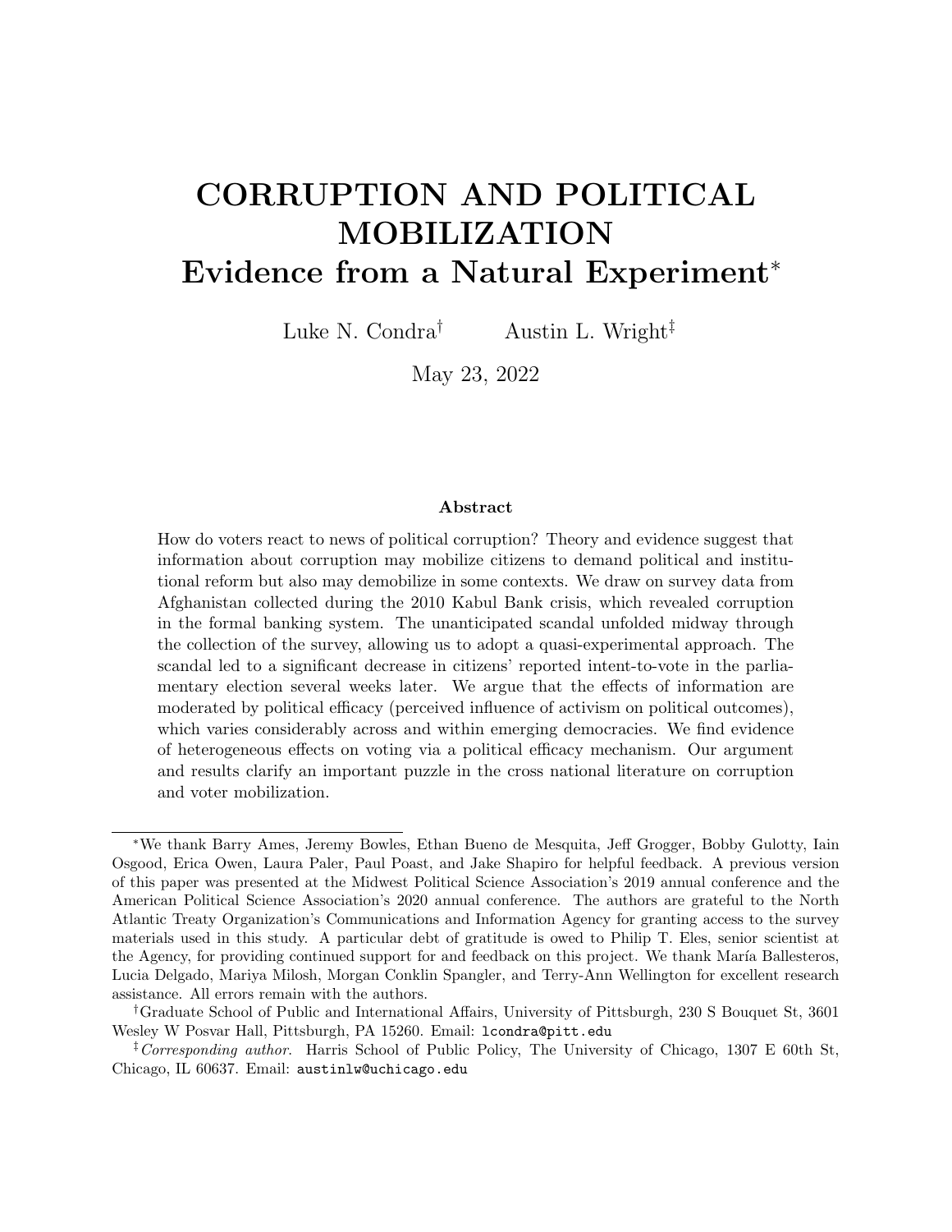# CORRUPTION AND POLITICAL MOBILIZATION
## Evidence from a Natural Experiment*

Luke N. Condra[†] Austin L. Wright[‡]

May 23, 2022

### Abstract

How do voters react to news of political corruption? Theory and evidence suggest that information about corruption may mobilize citizens to demand political and institutional reform but also may demobilize in some contexts. We draw on survey data from Afghanistan collected during the 2010 Kabul Bank crisis, which revealed corruption in the formal banking system. The unanticipated scandal unfolded midway through the collection of the survey, allowing us to adopt a quasi-experimental approach. The scandal led to a significant decrease in citizens' reported intent-to-vote in the parliamentary election several weeks later. We argue that the effects of information are moderated by political efficacy (perceived influence of activism on political outcomes), which varies considerably across and within emerging democracies. We find evidence of heterogeneous effects on voting via a political efficacy mechanism. Our argument and results clarify an important puzzle in the cross national literature on corruption and voter mobilization.

---

*We thank Barry Ames, Jeremy Bowles, Ethan Bueno de Mesquita, Jeff Grogger, Bobby Gulotty, Iain Osgood, Erica Owen, Laura Paler, Paul Poast, and Jake Shapiro for helpful feedback. A previous version of this paper was presented at the Midwest Political Science Association's 2019 annual conference and the American Political Science Association's 2020 annual conference. The authors are grateful to the North Atlantic Treaty Organization's Communications and Information Agency for granting access to the survey materials used in this study. A particular debt of gratitude is owed to Philip T. Eles, senior scientist at the Agency, for providing continued support for and feedback on this project. We thank María Ballesteros, Lucia Delgado, Mariya Milosh, Morgan Conklin Spangler, and Terry-Ann Wellington for excellent research assistance. All errors remain with the authors.

[†]Graduate School of Public and International Affairs, University of Pittsburgh, 230 S Bouquet St, 3601 Wesley W Posvar Hall, Pittsburgh, PA 15260. Email: lcondra@pitt.edu

[‡]*Corresponding author.* Harris School of Public Policy, The University of Chicago, 1307 E 60th St, Chicago, IL 60637. Email: austinlw@uchicago.edu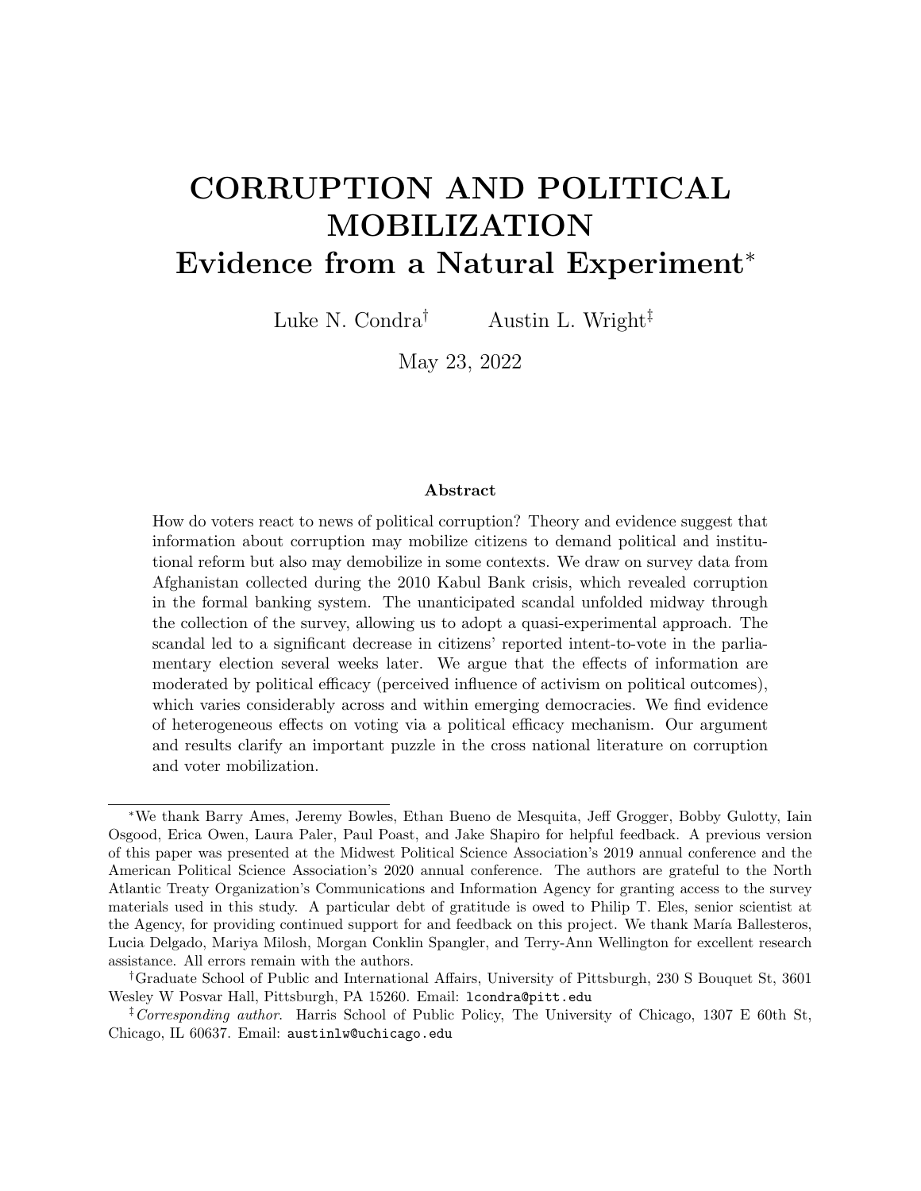# CORRUPTION AND POLITICAL MOBILIZATION
## Evidence from a Natural Experiment*

Luke N. Condra† Austin L. Wright‡

May 23, 2022

### Abstract

How do voters react to news of political corruption? Theory and evidence suggest that information about corruption may mobilize citizens to demand political and institutional reform but also may demobilize in some contexts. We draw on survey data from Afghanistan collected during the 2010 Kabul Bank crisis, which revealed corruption in the formal banking system. The unanticipated scandal unfolded midway through the collection of the survey, allowing us to adopt a quasi-experimental approach. The scandal led to a significant decrease in citizens' reported intent-to-vote in the parliamentary election several weeks later. We argue that the effects of information are moderated by political efficacy (perceived influence of activism on political outcomes), which varies considerably across and within emerging democracies. We find evidence of heterogeneous effects on voting via a political efficacy mechanism. Our argument and results clarify an important puzzle in the cross national literature on corruption and voter mobilization.

---

*We thank Barry Ames, Jeremy Bowles, Ethan Bueno de Mesquita, Jeff Grogger, Bobby Gulotty, Iain Osgood, Erica Owen, Laura Paler, Paul Poast, and Jake Shapiro for helpful feedback. A previous version of this paper was presented at the Midwest Political Science Association's 2019 annual conference and the American Political Science Association's 2020 annual conference. The authors are grateful to the North Atlantic Treaty Organization's Communications and Information Agency for granting access to the survey materials used in this study. A particular debt of gratitude is owed to Philip T. Eles, senior scientist at the Agency, for providing continued support for and feedback on this project. We thank María Ballesteros, Lucia Delgado, Mariya Milosh, Morgan Conklin Spangler, and Terry-Ann Wellington for excellent research assistance. All errors remain with the authors.

†Graduate School of Public and International Affairs, University of Pittsburgh, 230 S Bouquet St, 3601 Wesley W Posvar Hall, Pittsburgh, PA 15260. Email: lcondra@pitt.edu

‡*Corresponding author.* Harris School of Public Policy, The University of Chicago, 1307 E 60th St, Chicago, IL 60637. Email: austinlw@uchicago.edu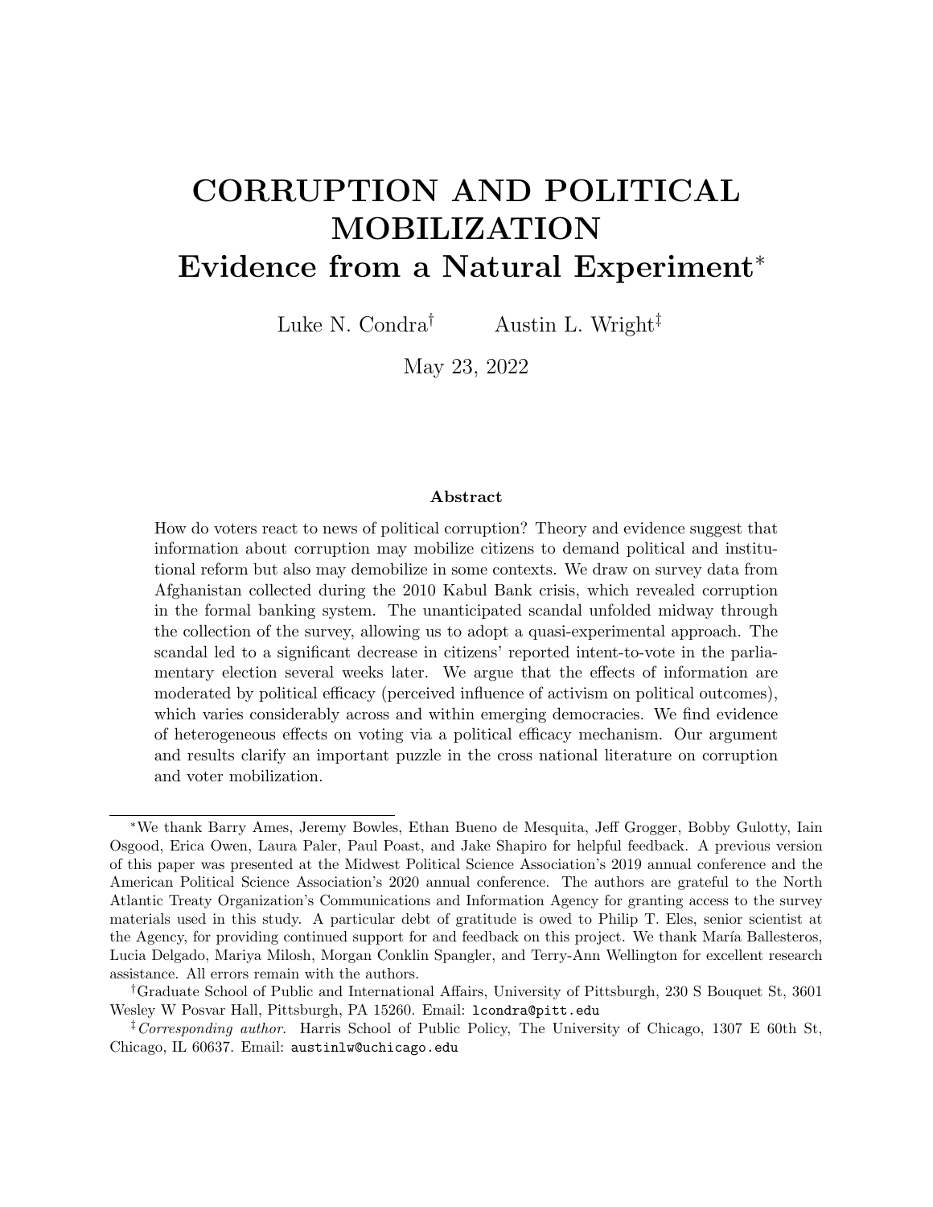# CORRUPTION AND POLITICAL MOBILIZATION
## Evidence from a Natural Experiment*

Luke N. Condra[†] Austin L. Wright[‡]

May 23, 2022

### Abstract

How do voters react to news of political corruption? Theory and evidence suggest that information about corruption may mobilize citizens to demand political and institutional reform but also may demobilize in some contexts. We draw on survey data from Afghanistan collected during the 2010 Kabul Bank crisis, which revealed corruption in the formal banking system. The unanticipated scandal unfolded midway through the collection of the survey, allowing us to adopt a quasi-experimental approach. The scandal led to a significant decrease in citizens' reported intent-to-vote in the parliamentary election several weeks later. We argue that the effects of information are moderated by political efficacy (perceived influence of activism on political outcomes), which varies considerably across and within emerging democracies. We find evidence of heterogeneous effects on voting via a political efficacy mechanism. Our argument and results clarify an important puzzle in the cross national literature on corruption and voter mobilization.

---

*We thank Barry Ames, Jeremy Bowles, Ethan Bueno de Mesquita, Jeff Grogger, Bobby Gulotty, Iain Osgood, Erica Owen, Laura Paler, Paul Poast, and Jake Shapiro for helpful feedback. A previous version of this paper was presented at the Midwest Political Science Association's 2019 annual conference and the American Political Science Association's 2020 annual conference. The authors are grateful to the North Atlantic Treaty Organization's Communications and Information Agency for granting access to the survey materials used in this study. A particular debt of gratitude is owed to Philip T. Eles, senior scientist at the Agency, for providing continued support for and feedback on this project. We thank María Ballesteros, Lucia Delgado, Mariya Milosh, Morgan Conklin Spangler, and Terry-Ann Wellington for excellent research assistance. All errors remain with the authors.

†Graduate School of Public and International Affairs, University of Pittsburgh, 230 S Bouquet St, 3601 Wesley W Posvar Hall, Pittsburgh, PA 15260. Email: lcondra@pitt.edu

‡*Corresponding author*. Harris School of Public Policy, The University of Chicago, 1307 E 60th St, Chicago, IL 60637. Email: austinlw@uchicago.edu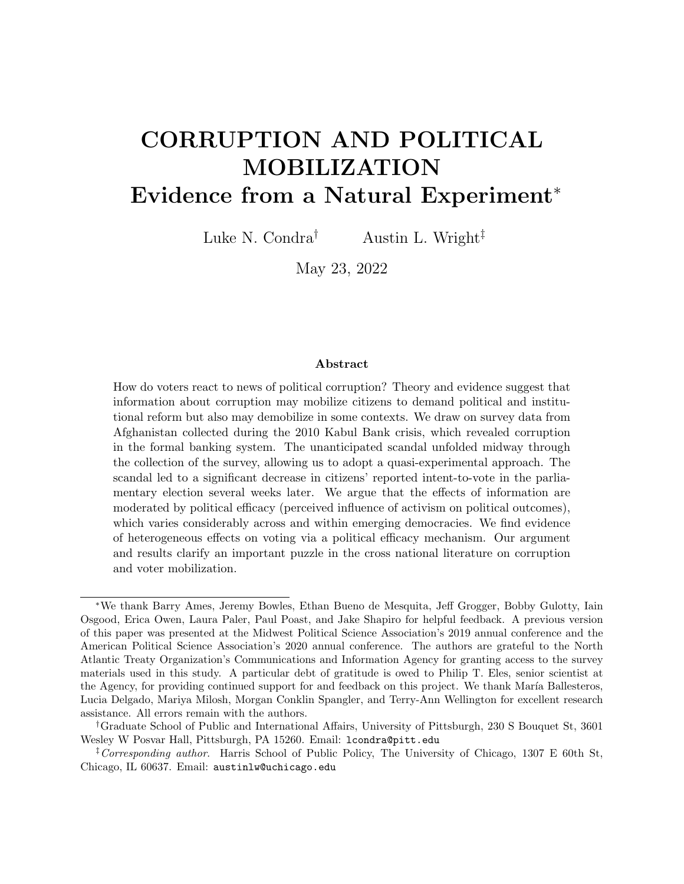# CORRUPTION AND POLITICAL MOBILIZATION
## Evidence from a Natural Experiment*

Luke N. Condra[†] Austin L. Wright[‡]

May 23, 2022

### Abstract

How do voters react to news of political corruption? Theory and evidence suggest that information about corruption may mobilize citizens to demand political and institutional reform but also may demobilize in some contexts. We draw on survey data from Afghanistan collected during the 2010 Kabul Bank crisis, which revealed corruption in the formal banking system. The unanticipated scandal unfolded midway through the collection of the survey, allowing us to adopt a quasi-experimental approach. The scandal led to a significant decrease in citizens' reported intent-to-vote in the parliamentary election several weeks later. We argue that the effects of information are moderated by political efficacy (perceived influence of activism on political outcomes), which varies considerably across and within emerging democracies. We find evidence of heterogeneous effects on voting via a political efficacy mechanism. Our argument and results clarify an important puzzle in the cross national literature on corruption and voter mobilization.

---

*We thank Barry Ames, Jeremy Bowles, Ethan Bueno de Mesquita, Jeff Grogger, Bobby Gulotty, Iain Osgood, Erica Owen, Laura Paler, Paul Poast, and Jake Shapiro for helpful feedback. A previous version of this paper was presented at the Midwest Political Science Association's 2019 annual conference and the American Political Science Association's 2020 annual conference. The authors are grateful to the North Atlantic Treaty Organization's Communications and Information Agency for granting access to the survey materials used in this study. A particular debt of gratitude is owed to Philip T. Eles, senior scientist at the Agency, for providing continued support for and feedback on this project. We thank María Ballesteros, Lucia Delgado, Mariya Milosh, Morgan Conklin Spangler, and Terry-Ann Wellington for excellent research assistance. All errors remain with the authors.

†Graduate School of Public and International Affairs, University of Pittsburgh, 230 S Bouquet St, 3601 Wesley W Posvar Hall, Pittsburgh, PA 15260. Email: lcondra@pitt.edu

‡*Corresponding author*. Harris School of Public Policy, The University of Chicago, 1307 E 60th St, Chicago, IL 60637. Email: austinlw@uchicago.edu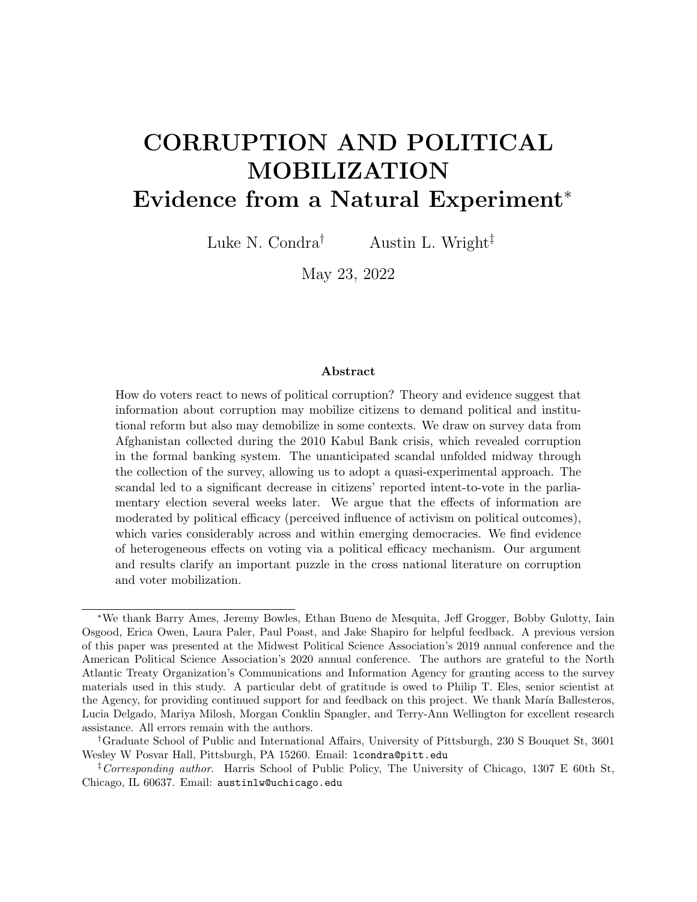# CORRUPTION AND POLITICAL MOBILIZATION
## Evidence from a Natural Experiment*

Luke N. Condra[†] Austin L. Wright[‡]

May 23, 2022

### Abstract

How do voters react to news of political corruption? Theory and evidence suggest that information about corruption may mobilize citizens to demand political and institutional reform but also may demobilize in some contexts. We draw on survey data from Afghanistan collected during the 2010 Kabul Bank crisis, which revealed corruption in the formal banking system. The unanticipated scandal unfolded midway through the collection of the survey, allowing us to adopt a quasi-experimental approach. The scandal led to a significant decrease in citizens' reported intent-to-vote in the parliamentary election several weeks later. We argue that the effects of information are moderated by political efficacy (perceived influence of activism on political outcomes), which varies considerably across and within emerging democracies. We find evidence of heterogeneous effects on voting via a political efficacy mechanism. Our argument and results clarify an important puzzle in the cross national literature on corruption and voter mobilization.

---

*We thank Barry Ames, Jeremy Bowles, Ethan Bueno de Mesquita, Jeff Grogger, Bobby Gulotty, Iain Osgood, Erica Owen, Laura Paler, Paul Poast, and Jake Shapiro for helpful feedback. A previous version of this paper was presented at the Midwest Political Science Association's 2019 annual conference and the American Political Science Association's 2020 annual conference. The authors are grateful to the North Atlantic Treaty Organization's Communications and Information Agency for granting access to the survey materials used in this study. A particular debt of gratitude is owed to Philip T. Eles, senior scientist at the Agency, for providing continued support for and feedback on this project. We thank María Ballesteros, Lucia Delgado, Mariya Milosh, Morgan Conklin Spangler, and Terry-Ann Wellington for excellent research assistance. All errors remain with the authors.

†Graduate School of Public and International Affairs, University of Pittsburgh, 230 S Bouquet St, 3601 Wesley W Posvar Hall, Pittsburgh, PA 15260. Email: lcondra@pitt.edu

‡*Corresponding author*. Harris School of Public Policy, The University of Chicago, 1307 E 60th St, Chicago, IL 60637. Email: austinlw@uchicago.edu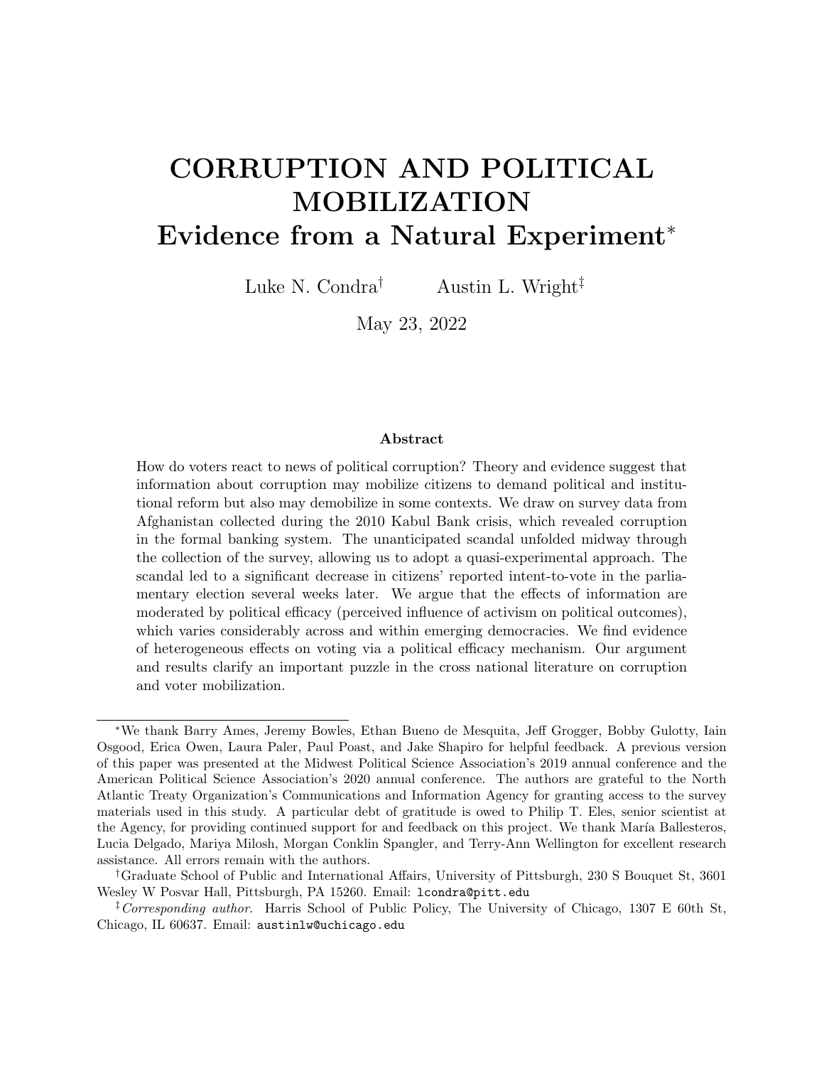# CORRUPTION AND POLITICAL MOBILIZATION
## Evidence from a Natural Experiment*

Luke N. Condra[†] Austin L. Wright[‡]

May 23, 2022

### Abstract

How do voters react to news of political corruption? Theory and evidence suggest that information about corruption may mobilize citizens to demand political and institutional reform but also may demobilize in some contexts. We draw on survey data from Afghanistan collected during the 2010 Kabul Bank crisis, which revealed corruption in the formal banking system. The unanticipated scandal unfolded midway through the collection of the survey, allowing us to adopt a quasi-experimental approach. The scandal led to a significant decrease in citizens' reported intent-to-vote in the parliamentary election several weeks later. We argue that the effects of information are moderated by political efficacy (perceived influence of activism on political outcomes), which varies considerably across and within emerging democracies. We find evidence of heterogeneous effects on voting via a political efficacy mechanism. Our argument and results clarify an important puzzle in the cross national literature on corruption and voter mobilization.

---

*We thank Barry Ames, Jeremy Bowles, Ethan Bueno de Mesquita, Jeff Grogger, Bobby Gulotty, Iain Osgood, Erica Owen, Laura Paler, Paul Poast, and Jake Shapiro for helpful feedback. A previous version of this paper was presented at the Midwest Political Science Association's 2019 annual conference and the American Political Science Association's 2020 annual conference. The authors are grateful to the North Atlantic Treaty Organization's Communications and Information Agency for granting access to the survey materials used in this study. A particular debt of gratitude is owed to Philip T. Eles, senior scientist at the Agency, for providing continued support for and feedback on this project. We thank María Ballesteros, Lucia Delgado, Mariya Milosh, Morgan Conklin Spangler, and Terry-Ann Wellington for excellent research assistance. All errors remain with the authors.

†Graduate School of Public and International Affairs, University of Pittsburgh, 230 S Bouquet St, 3601 Wesley W Posvar Hall, Pittsburgh, PA 15260. Email: lcondra@pitt.edu

‡*Corresponding author.* Harris School of Public Policy, The University of Chicago, 1307 E 60th St, Chicago, IL 60637. Email: austinlw@uchicago.edu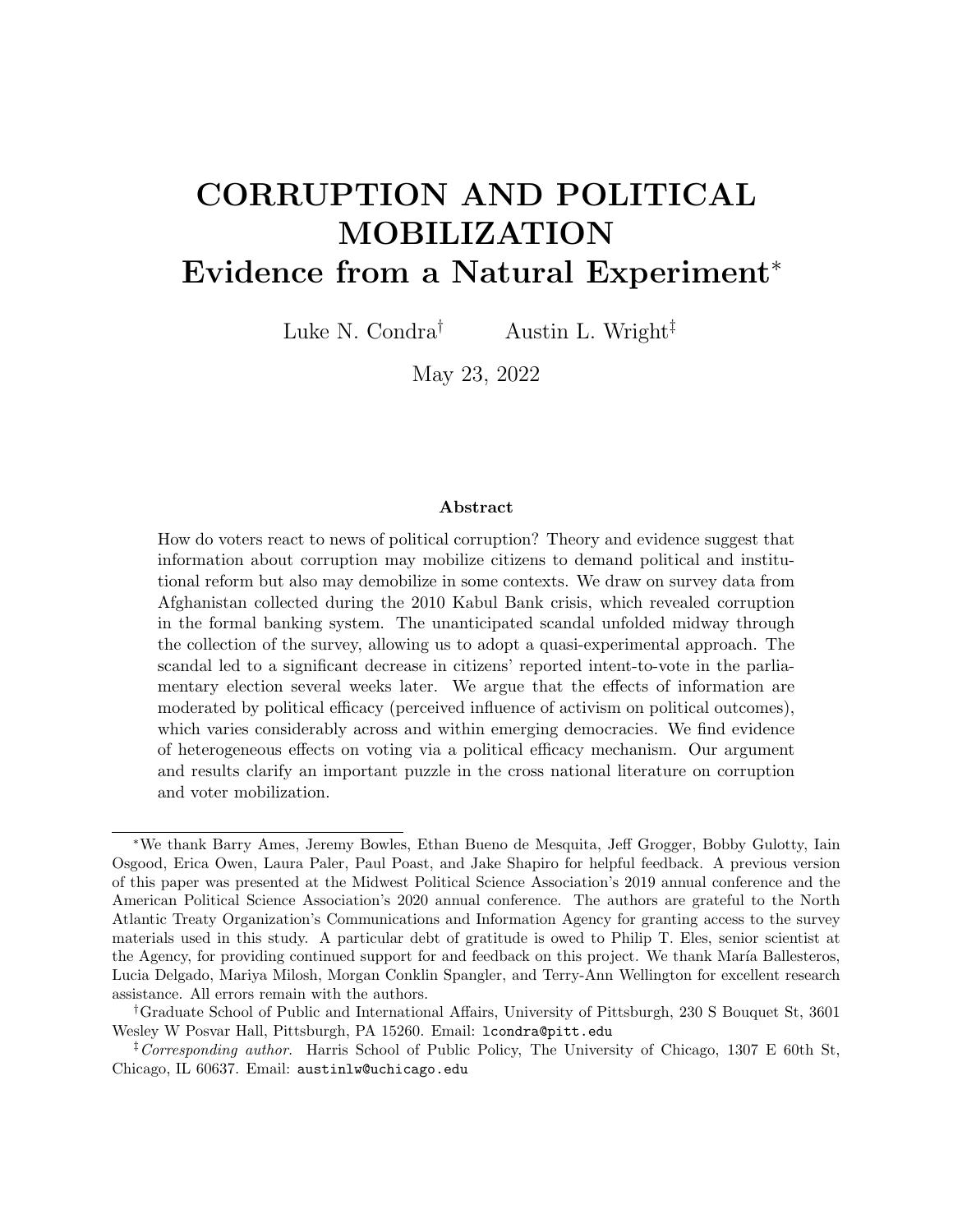# CORRUPTION AND POLITICAL MOBILIZATION
## Evidence from a Natural Experiment*

Luke N. Condra[†] Austin L. Wright[‡]

May 23, 2022

### Abstract

How do voters react to news of political corruption? Theory and evidence suggest that information about corruption may mobilize citizens to demand political and institutional reform but also may demobilize in some contexts. We draw on survey data from Afghanistan collected during the 2010 Kabul Bank crisis, which revealed corruption in the formal banking system. The unanticipated scandal unfolded midway through the collection of the survey, allowing us to adopt a quasi-experimental approach. The scandal led to a significant decrease in citizens' reported intent-to-vote in the parliamentary election several weeks later. We argue that the effects of information are moderated by political efficacy (perceived influence of activism on political outcomes), which varies considerably across and within emerging democracies. We find evidence of heterogeneous effects on voting via a political efficacy mechanism. Our argument and results clarify an important puzzle in the cross national literature on corruption and voter mobilization.

---

*We thank Barry Ames, Jeremy Bowles, Ethan Bueno de Mesquita, Jeff Grogger, Bobby Gulotty, Iain Osgood, Erica Owen, Laura Paler, Paul Poast, and Jake Shapiro for helpful feedback. A previous version of this paper was presented at the Midwest Political Science Association's 2019 annual conference and the American Political Science Association's 2020 annual conference. The authors are grateful to the North Atlantic Treaty Organization's Communications and Information Agency for granting access to the survey materials used in this study. A particular debt of gratitude is owed to Philip T. Eles, senior scientist at the Agency, for providing continued support for and feedback on this project. We thank María Ballesteros, Lucia Delgado, Mariya Milosh, Morgan Conklin Spangler, and Terry-Ann Wellington for excellent research assistance. All errors remain with the authors.

†Graduate School of Public and International Affairs, University of Pittsburgh, 230 S Bouquet St, 3601 Wesley W Posvar Hall, Pittsburgh, PA 15260. Email: lcondra@pitt.edu

‡*Corresponding author.* Harris School of Public Policy, The University of Chicago, 1307 E 60th St, Chicago, IL 60637. Email: austinlw@uchicago.edu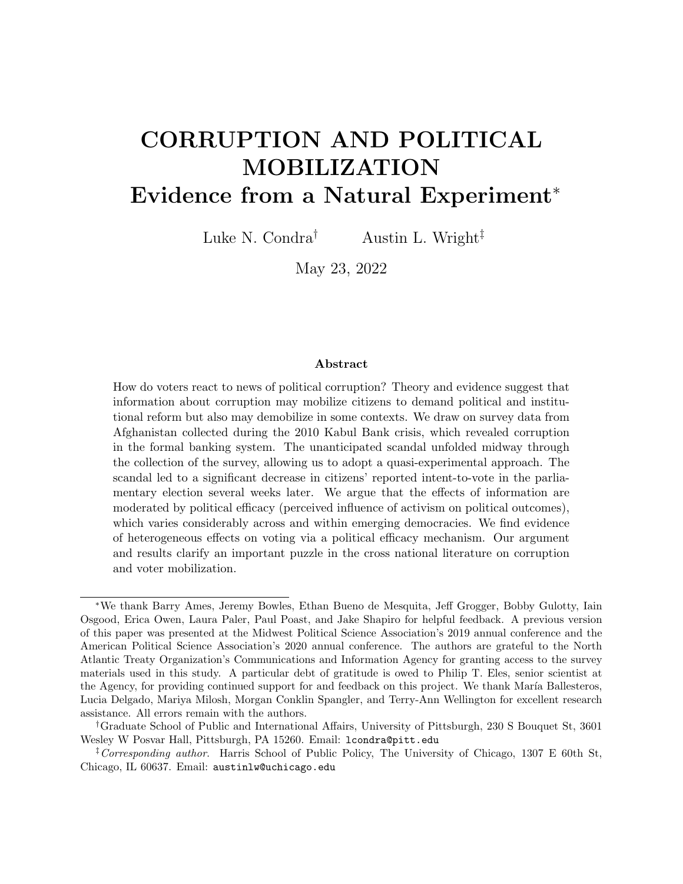# CORRUPTION AND POLITICAL MOBILIZATION
## Evidence from a Natural Experiment*

Luke N. Condra[†] Austin L. Wright[‡]

May 23, 2022

### Abstract

How do voters react to news of political corruption? Theory and evidence suggest that information about corruption may mobilize citizens to demand political and institutional reform but also may demobilize in some contexts. We draw on survey data from Afghanistan collected during the 2010 Kabul Bank crisis, which revealed corruption in the formal banking system. The unanticipated scandal unfolded midway through the collection of the survey, allowing us to adopt a quasi-experimental approach. The scandal led to a significant decrease in citizens' reported intent-to-vote in the parliamentary election several weeks later. We argue that the effects of information are moderated by political efficacy (perceived influence of activism on political outcomes), which varies considerably across and within emerging democracies. We find evidence of heterogeneous effects on voting via a political efficacy mechanism. Our argument and results clarify an important puzzle in the cross national literature on corruption and voter mobilization.

---

*We thank Barry Ames, Jeremy Bowles, Ethan Bueno de Mesquita, Jeff Grogger, Bobby Gulotty, Iain Osgood, Erica Owen, Laura Paler, Paul Poast, and Jake Shapiro for helpful feedback. A previous version of this paper was presented at the Midwest Political Science Association's 2019 annual conference and the American Political Science Association's 2020 annual conference. The authors are grateful to the North Atlantic Treaty Organization's Communications and Information Agency for granting access to the survey materials used in this study. A particular debt of gratitude is owed to Philip T. Eles, senior scientist at the Agency, for providing continued support for and feedback on this project. We thank María Ballesteros, Lucia Delgado, Mariya Milosh, Morgan Conklin Spangler, and Terry-Ann Wellington for excellent research assistance. All errors remain with the authors.

†Graduate School of Public and International Affairs, University of Pittsburgh, 230 S Bouquet St, 3601 Wesley W Posvar Hall, Pittsburgh, PA 15260. Email: lcondra@pitt.edu

‡*Corresponding author.* Harris School of Public Policy, The University of Chicago, 1307 E 60th St, Chicago, IL 60637. Email: austinlw@uchicago.edu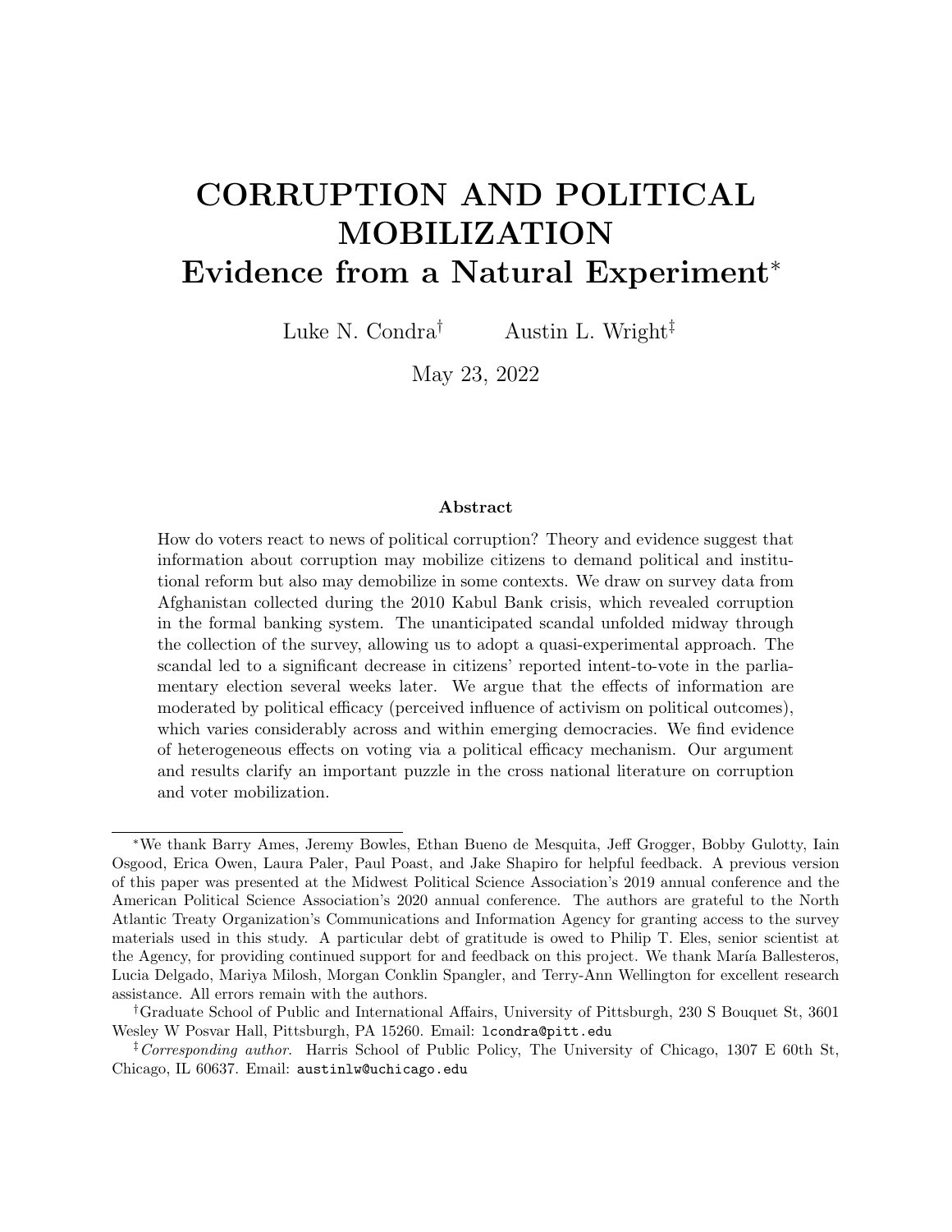# CORRUPTION AND POLITICAL MOBILIZATION
## Evidence from a Natural Experiment*

Luke N. Condra[†] Austin L. Wright[‡]

May 23, 2022

### Abstract

How do voters react to news of political corruption? Theory and evidence suggest that information about corruption may mobilize citizens to demand political and institutional reform but also may demobilize in some contexts. We draw on survey data from Afghanistan collected during the 2010 Kabul Bank crisis, which revealed corruption in the formal banking system. The unanticipated scandal unfolded midway through the collection of the survey, allowing us to adopt a quasi-experimental approach. The scandal led to a significant decrease in citizens' reported intent-to-vote in the parliamentary election several weeks later. We argue that the effects of information are moderated by political efficacy (perceived influence of activism on political outcomes), which varies considerably across and within emerging democracies. We find evidence of heterogeneous effects on voting via a political efficacy mechanism. Our argument and results clarify an important puzzle in the cross national literature on corruption and voter mobilization.

---

*We thank Barry Ames, Jeremy Bowles, Ethan Bueno de Mesquita, Jeff Grogger, Bobby Gulotty, Iain Osgood, Erica Owen, Laura Paler, Paul Poast, and Jake Shapiro for helpful feedback. A previous version of this paper was presented at the Midwest Political Science Association's 2019 annual conference and the American Political Science Association's 2020 annual conference. The authors are grateful to the North Atlantic Treaty Organization's Communications and Information Agency for granting access to the survey materials used in this study. A particular debt of gratitude is owed to Philip T. Eles, senior scientist at the Agency, for providing continued support for and feedback on this project. We thank María Ballesteros, Lucia Delgado, Mariya Milosh, Morgan Conklin Spangler, and Terry-Ann Wellington for excellent research assistance. All errors remain with the authors.

†Graduate School of Public and International Affairs, University of Pittsburgh, 230 S Bouquet St, 3601 Wesley W Posvar Hall, Pittsburgh, PA 15260. Email: lcondra@pitt.edu

‡*Corresponding author.* Harris School of Public Policy, The University of Chicago, 1307 E 60th St, Chicago, IL 60637. Email: austinlw@uchicago.edu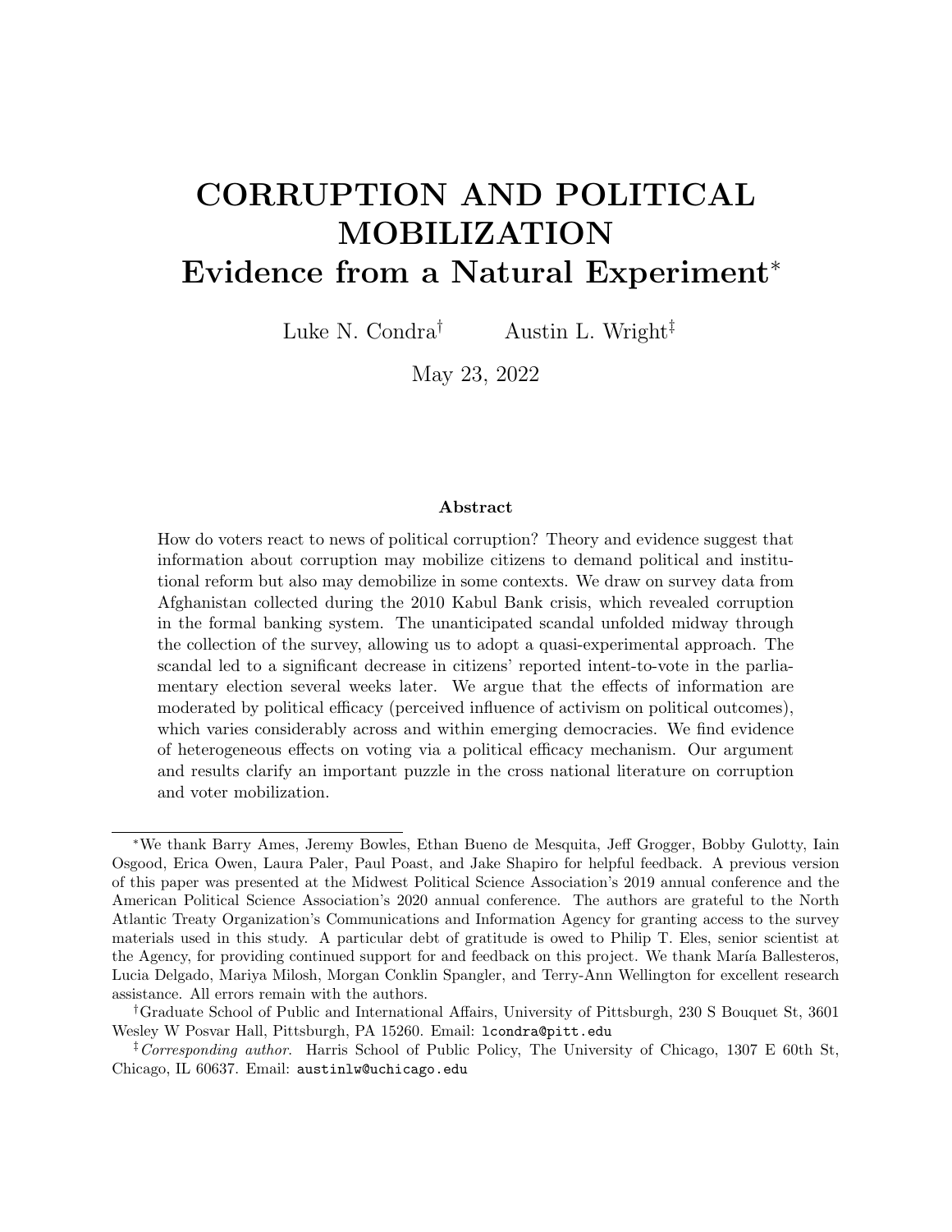# CORRUPTION AND POLITICAL MOBILIZATION
## Evidence from a Natural Experiment*

Luke N. Condra[†] Austin L. Wright[‡]

May 23, 2022

### Abstract

How do voters react to news of political corruption? Theory and evidence suggest that information about corruption may mobilize citizens to demand political and institutional reform but also may demobilize in some contexts. We draw on survey data from Afghanistan collected during the 2010 Kabul Bank crisis, which revealed corruption in the formal banking system. The unanticipated scandal unfolded midway through the collection of the survey, allowing us to adopt a quasi-experimental approach. The scandal led to a significant decrease in citizens' reported intent-to-vote in the parliamentary election several weeks later. We argue that the effects of information are moderated by political efficacy (perceived influence of activism on political outcomes), which varies considerably across and within emerging democracies. We find evidence of heterogeneous effects on voting via a political efficacy mechanism. Our argument and results clarify an important puzzle in the cross national literature on corruption and voter mobilization.

---

*We thank Barry Ames, Jeremy Bowles, Ethan Bueno de Mesquita, Jeff Grogger, Bobby Gulotty, Iain Osgood, Erica Owen, Laura Paler, Paul Poast, and Jake Shapiro for helpful feedback. A previous version of this paper was presented at the Midwest Political Science Association's 2019 annual conference and the American Political Science Association's 2020 annual conference. The authors are grateful to the North Atlantic Treaty Organization's Communications and Information Agency for granting access to the survey materials used in this study. A particular debt of gratitude is owed to Philip T. Eles, senior scientist at the Agency, for providing continued support for and feedback on this project. We thank María Ballesteros, Lucia Delgado, Mariya Milosh, Morgan Conklin Spangler, and Terry-Ann Wellington for excellent research assistance. All errors remain with the authors.

[†]Graduate School of Public and International Affairs, University of Pittsburgh, 230 S Bouquet St, 3601 Wesley W Posvar Hall, Pittsburgh, PA 15260. Email: lcondra@pitt.edu

[‡]*Corresponding author.* Harris School of Public Policy, The University of Chicago, 1307 E 60th St, Chicago, IL 60637. Email: austinlw@uchicago.edu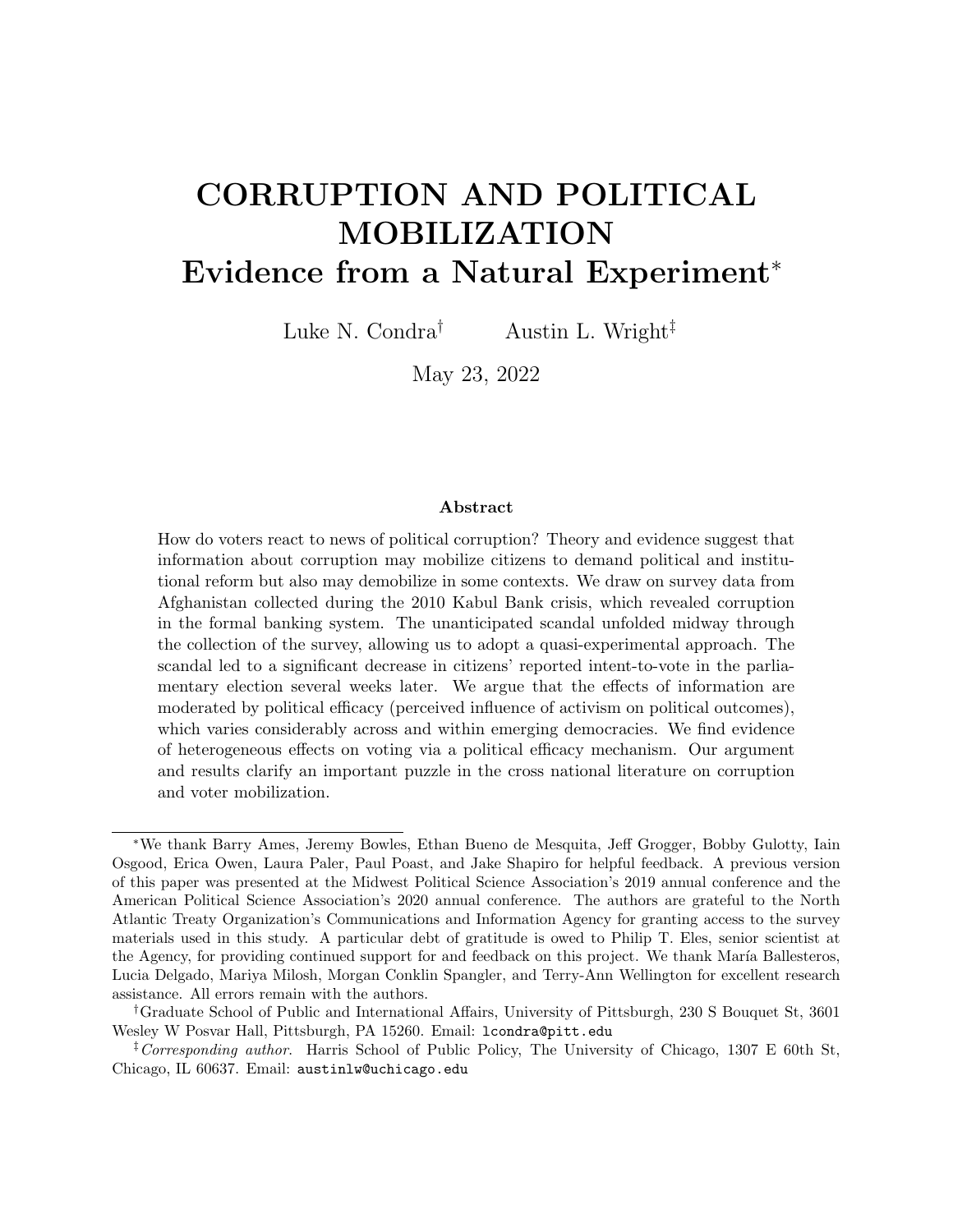# CORRUPTION AND POLITICAL MOBILIZATION
## Evidence from a Natural Experiment*

Luke N. Condra[†] Austin L. Wright[‡]

May 23, 2022

### Abstract

How do voters react to news of political corruption? Theory and evidence suggest that information about corruption may mobilize citizens to demand political and institutional reform but also may demobilize in some contexts. We draw on survey data from Afghanistan collected during the 2010 Kabul Bank crisis, which revealed corruption in the formal banking system. The unanticipated scandal unfolded midway through the collection of the survey, allowing us to adopt a quasi-experimental approach. The scandal led to a significant decrease in citizens' reported intent-to-vote in the parliamentary election several weeks later. We argue that the effects of information are moderated by political efficacy (perceived influence of activism on political outcomes), which varies considerably across and within emerging democracies. We find evidence of heterogeneous effects on voting via a political efficacy mechanism. Our argument and results clarify an important puzzle in the cross national literature on corruption and voter mobilization.

---

*We thank Barry Ames, Jeremy Bowles, Ethan Bueno de Mesquita, Jeff Grogger, Bobby Gulotty, Iain Osgood, Erica Owen, Laura Paler, Paul Poast, and Jake Shapiro for helpful feedback. A previous version of this paper was presented at the Midwest Political Science Association's 2019 annual conference and the American Political Science Association's 2020 annual conference. The authors are grateful to the North Atlantic Treaty Organization's Communications and Information Agency for granting access to the survey materials used in this study. A particular debt of gratitude is owed to Philip T. Eles, senior scientist at the Agency, for providing continued support for and feedback on this project. We thank María Ballesteros, Lucia Delgado, Mariya Milosh, Morgan Conklin Spangler, and Terry-Ann Wellington for excellent research assistance. All errors remain with the authors.

†Graduate School of Public and International Affairs, University of Pittsburgh, 230 S Bouquet St, 3601 Wesley W Posvar Hall, Pittsburgh, PA 15260. Email: lcondra@pitt.edu

‡*Corresponding author.* Harris School of Public Policy, The University of Chicago, 1307 E 60th St, Chicago, IL 60637. Email: austinlw@uchicago.edu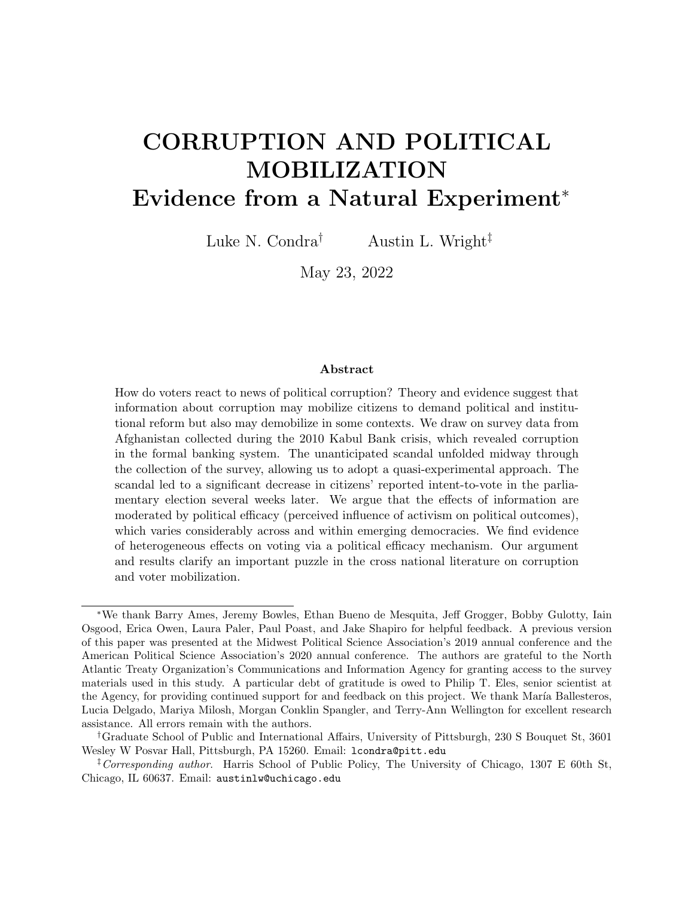# CORRUPTION AND POLITICAL MOBILIZATION
## Evidence from a Natural Experiment*

Luke N. Condra[†] Austin L. Wright[‡]

May 23, 2022

### Abstract

How do voters react to news of political corruption? Theory and evidence suggest that information about corruption may mobilize citizens to demand political and institutional reform but also may demobilize in some contexts. We draw on survey data from Afghanistan collected during the 2010 Kabul Bank crisis, which revealed corruption in the formal banking system. The unanticipated scandal unfolded midway through the collection of the survey, allowing us to adopt a quasi-experimental approach. The scandal led to a significant decrease in citizens' reported intent-to-vote in the parliamentary election several weeks later. We argue that the effects of information are moderated by political efficacy (perceived influence of activism on political outcomes), which varies considerably across and within emerging democracies. We find evidence of heterogeneous effects on voting via a political efficacy mechanism. Our argument and results clarify an important puzzle in the cross national literature on corruption and voter mobilization.

---

*We thank Barry Ames, Jeremy Bowles, Ethan Bueno de Mesquita, Jeff Grogger, Bobby Gulotty, Iain Osgood, Erica Owen, Laura Paler, Paul Poast, and Jake Shapiro for helpful feedback. A previous version of this paper was presented at the Midwest Political Science Association's 2019 annual conference and the American Political Science Association's 2020 annual conference. The authors are grateful to the North Atlantic Treaty Organization's Communications and Information Agency for granting access to the survey materials used in this study. A particular debt of gratitude is owed to Philip T. Eles, senior scientist at the Agency, for providing continued support for and feedback on this project. We thank María Ballesteros, Lucia Delgado, Mariya Milosh, Morgan Conklin Spangler, and Terry-Ann Wellington for excellent research assistance. All errors remain with the authors.

[†]Graduate School of Public and International Affairs, University of Pittsburgh, 230 S Bouquet St, 3601 Wesley W Posvar Hall, Pittsburgh, PA 15260. Email: lcondra@pitt.edu

[‡]*Corresponding author.* Harris School of Public Policy, The University of Chicago, 1307 E 60th St, Chicago, IL 60637. Email: austinlw@uchicago.edu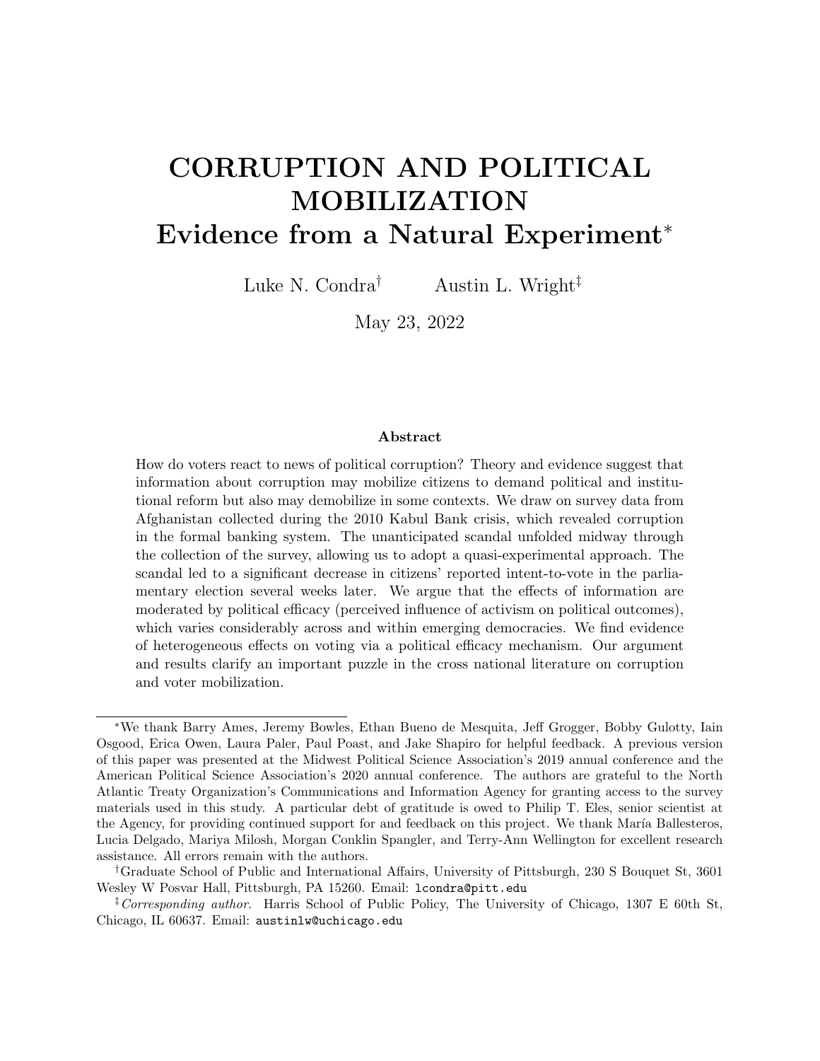# CORRUPTION AND POLITICAL MOBILIZATION
## Evidence from a Natural Experiment*

Luke N. Condra[†] Austin L. Wright[‡]

May 23, 2022

### Abstract

How do voters react to news of political corruption? Theory and evidence suggest that information about corruption may mobilize citizens to demand political and institutional reform but also may demobilize in some contexts. We draw on survey data from Afghanistan collected during the 2010 Kabul Bank crisis, which revealed corruption in the formal banking system. The unanticipated scandal unfolded midway through the collection of the survey, allowing us to adopt a quasi-experimental approach. The scandal led to a significant decrease in citizens' reported intent-to-vote in the parliamentary election several weeks later. We argue that the effects of information are moderated by political efficacy (perceived influence of activism on political outcomes), which varies considerably across and within emerging democracies. We find evidence of heterogeneous effects on voting via a political efficacy mechanism. Our argument and results clarify an important puzzle in the cross national literature on corruption and voter mobilization.

---

*We thank Barry Ames, Jeremy Bowles, Ethan Bueno de Mesquita, Jeff Grogger, Bobby Gulotty, Iain Osgood, Erica Owen, Laura Paler, Paul Poast, and Jake Shapiro for helpful feedback. A previous version of this paper was presented at the Midwest Political Science Association's 2019 annual conference and the American Political Science Association's 2020 annual conference. The authors are grateful to the North Atlantic Treaty Organization's Communications and Information Agency for granting access to the survey materials used in this study. A particular debt of gratitude is owed to Philip T. Eles, senior scientist at the Agency, for providing continued support for and feedback on this project. We thank María Ballesteros, Lucia Delgado, Mariya Milosh, Morgan Conklin Spangler, and Terry-Ann Wellington for excellent research assistance. All errors remain with the authors.

[†]Graduate School of Public and International Affairs, University of Pittsburgh, 230 S Bouquet St, 3601 Wesley W Posvar Hall, Pittsburgh, PA 15260. Email: lcondra@pitt.edu

[‡]*Corresponding author.* Harris School of Public Policy, The University of Chicago, 1307 E 60th St, Chicago, IL 60637. Email: austinlw@uchicago.edu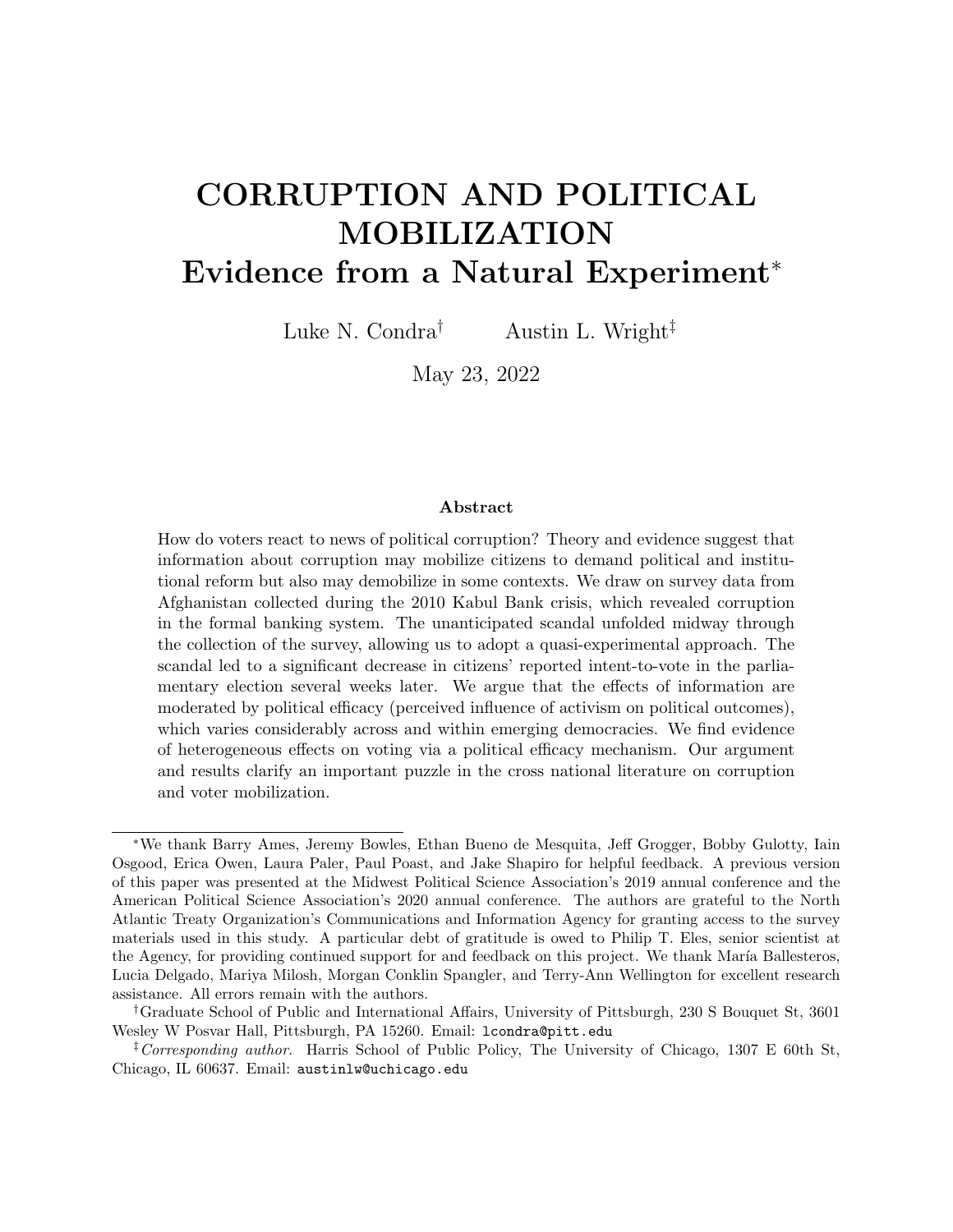# CORRUPTION AND POLITICAL MOBILIZATION
## Evidence from a Natural Experiment*

Luke N. Condra[†] Austin L. Wright[‡]

May 23, 2022

### Abstract

How do voters react to news of political corruption? Theory and evidence suggest that information about corruption may mobilize citizens to demand political and institutional reform but also may demobilize in some contexts. We draw on survey data from Afghanistan collected during the 2010 Kabul Bank crisis, which revealed corruption in the formal banking system. The unanticipated scandal unfolded midway through the collection of the survey, allowing us to adopt a quasi-experimental approach. The scandal led to a significant decrease in citizens' reported intent-to-vote in the parliamentary election several weeks later. We argue that the effects of information are moderated by political efficacy (perceived influence of activism on political outcomes), which varies considerably across and within emerging democracies. We find evidence of heterogeneous effects on voting via a political efficacy mechanism. Our argument and results clarify an important puzzle in the cross national literature on corruption and voter mobilization.

---

*We thank Barry Ames, Jeremy Bowles, Ethan Bueno de Mesquita, Jeff Grogger, Bobby Gulotty, Iain Osgood, Erica Owen, Laura Paler, Paul Poast, and Jake Shapiro for helpful feedback. A previous version of this paper was presented at the Midwest Political Science Association's 2019 annual conference and the American Political Science Association's 2020 annual conference. The authors are grateful to the North Atlantic Treaty Organization's Communications and Information Agency for granting access to the survey materials used in this study. A particular debt of gratitude is owed to Philip T. Eles, senior scientist at the Agency, for providing continued support for and feedback on this project. We thank María Ballesteros, Lucia Delgado, Mariya Milosh, Morgan Conklin Spangler, and Terry-Ann Wellington for excellent research assistance. All errors remain with the authors.

[†]Graduate School of Public and International Affairs, University of Pittsburgh, 230 S Bouquet St, 3601 Wesley W Posvar Hall, Pittsburgh, PA 15260. Email: lcondra@pitt.edu

[‡]*Corresponding author.* Harris School of Public Policy, The University of Chicago, 1307 E 60th St, Chicago, IL 60637. Email: austinlw@uchicago.edu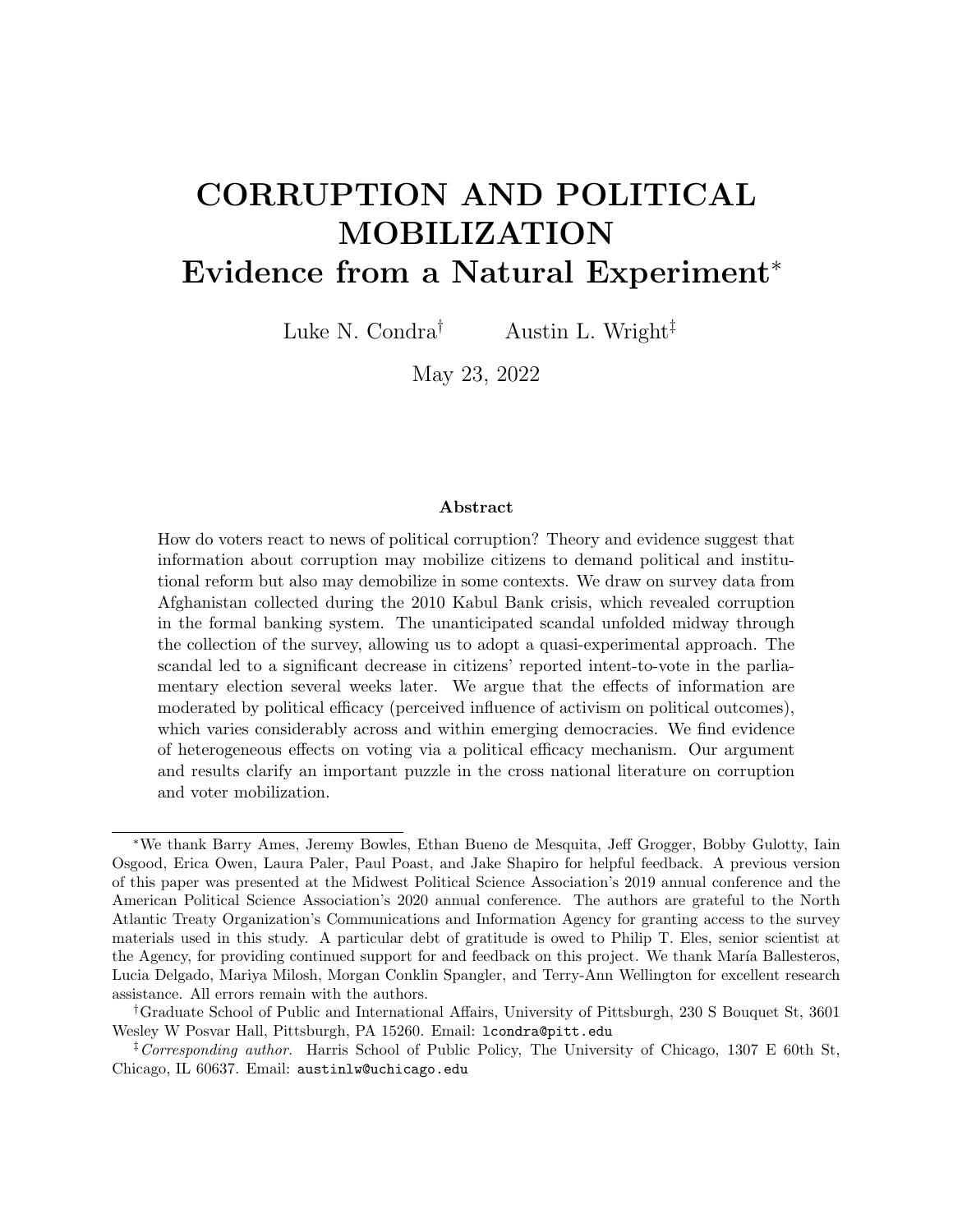# CORRUPTION AND POLITICAL MOBILIZATION
## Evidence from a Natural Experiment*

Luke N. Condra† Austin L. Wright‡

May 23, 2022

### Abstract

How do voters react to news of political corruption? Theory and evidence suggest that information about corruption may mobilize citizens to demand political and institutional reform but also may demobilize in some contexts. We draw on survey data from Afghanistan collected during the 2010 Kabul Bank crisis, which revealed corruption in the formal banking system. The unanticipated scandal unfolded midway through the collection of the survey, allowing us to adopt a quasi-experimental approach. The scandal led to a significant decrease in citizens' reported intent-to-vote in the parliamentary election several weeks later. We argue that the effects of information are moderated by political efficacy (perceived influence of activism on political outcomes), which varies considerably across and within emerging democracies. We find evidence of heterogeneous effects on voting via a political efficacy mechanism. Our argument and results clarify an important puzzle in the cross national literature on corruption and voter mobilization.

---

*We thank Barry Ames, Jeremy Bowles, Ethan Bueno de Mesquita, Jeff Grogger, Bobby Gulotty, Iain Osgood, Erica Owen, Laura Paler, Paul Poast, and Jake Shapiro for helpful feedback. A previous version of this paper was presented at the Midwest Political Science Association's 2019 annual conference and the American Political Science Association's 2020 annual conference. The authors are grateful to the North Atlantic Treaty Organization's Communications and Information Agency for granting access to the survey materials used in this study. A particular debt of gratitude is owed to Philip T. Eles, senior scientist at the Agency, for providing continued support for and feedback on this project. We thank María Ballesteros, Lucia Delgado, Mariya Milosh, Morgan Conklin Spangler, and Terry-Ann Wellington for excellent research assistance. All errors remain with the authors.

†Graduate School of Public and International Affairs, University of Pittsburgh, 230 S Bouquet St, 3601 Wesley W Posvar Hall, Pittsburgh, PA 15260. Email: `lcondra@pitt.edu`

‡*Corresponding author.* Harris School of Public Policy, The University of Chicago, 1307 E 60th St, Chicago, IL 60637. Email: `austinlw@uchicago.edu`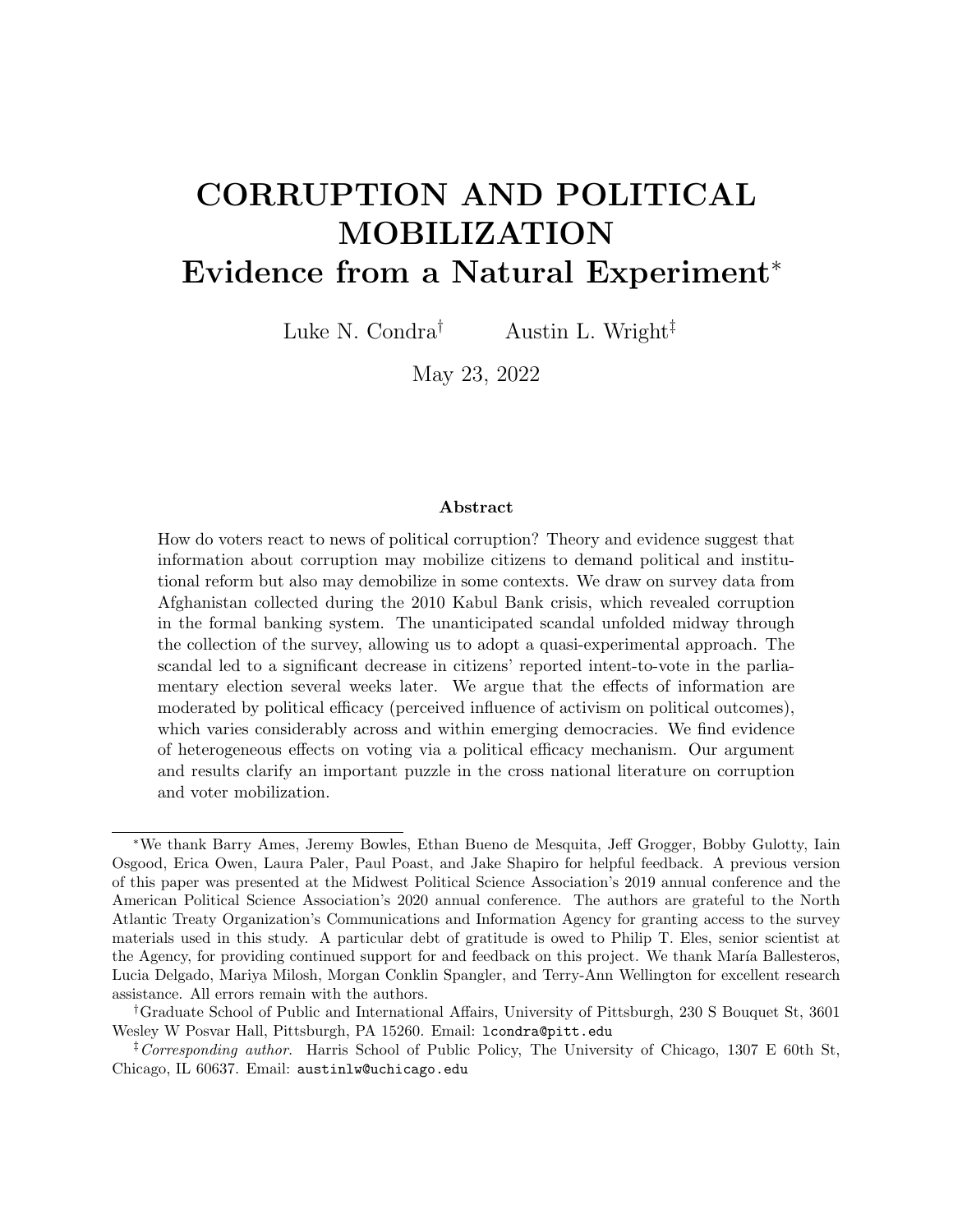# CORRUPTION AND POLITICAL MOBILIZATION
## Evidence from a Natural Experiment*

Luke N. Condra[†] Austin L. Wright[‡]

May 23, 2022

### Abstract

How do voters react to news of political corruption? Theory and evidence suggest that information about corruption may mobilize citizens to demand political and institutional reform but also may demobilize in some contexts. We draw on survey data from Afghanistan collected during the 2010 Kabul Bank crisis, which revealed corruption in the formal banking system. The unanticipated scandal unfolded midway through the collection of the survey, allowing us to adopt a quasi-experimental approach. The scandal led to a significant decrease in citizens' reported intent-to-vote in the parliamentary election several weeks later. We argue that the effects of information are moderated by political efficacy (perceived influence of activism on political outcomes), which varies considerably across and within emerging democracies. We find evidence of heterogeneous effects on voting via a political efficacy mechanism. Our argument and results clarify an important puzzle in the cross national literature on corruption and voter mobilization.

---

*We thank Barry Ames, Jeremy Bowles, Ethan Bueno de Mesquita, Jeff Grogger, Bobby Gulotty, Iain Osgood, Erica Owen, Laura Paler, Paul Poast, and Jake Shapiro for helpful feedback. A previous version of this paper was presented at the Midwest Political Science Association's 2019 annual conference and the American Political Science Association's 2020 annual conference. The authors are grateful to the North Atlantic Treaty Organization's Communications and Information Agency for granting access to the survey materials used in this study. A particular debt of gratitude is owed to Philip T. Eles, senior scientist at the Agency, for providing continued support for and feedback on this project. We thank María Ballesteros, Lucia Delgado, Mariya Milosh, Morgan Conklin Spangler, and Terry-Ann Wellington for excellent research assistance. All errors remain with the authors.

[†]Graduate School of Public and International Affairs, University of Pittsburgh, 230 S Bouquet St, 3601 Wesley W Posvar Hall, Pittsburgh, PA 15260. Email: lcondra@pitt.edu

[‡]*Corresponding author.* Harris School of Public Policy, The University of Chicago, 1307 E 60th St, Chicago, IL 60637. Email: austinlw@uchicago.edu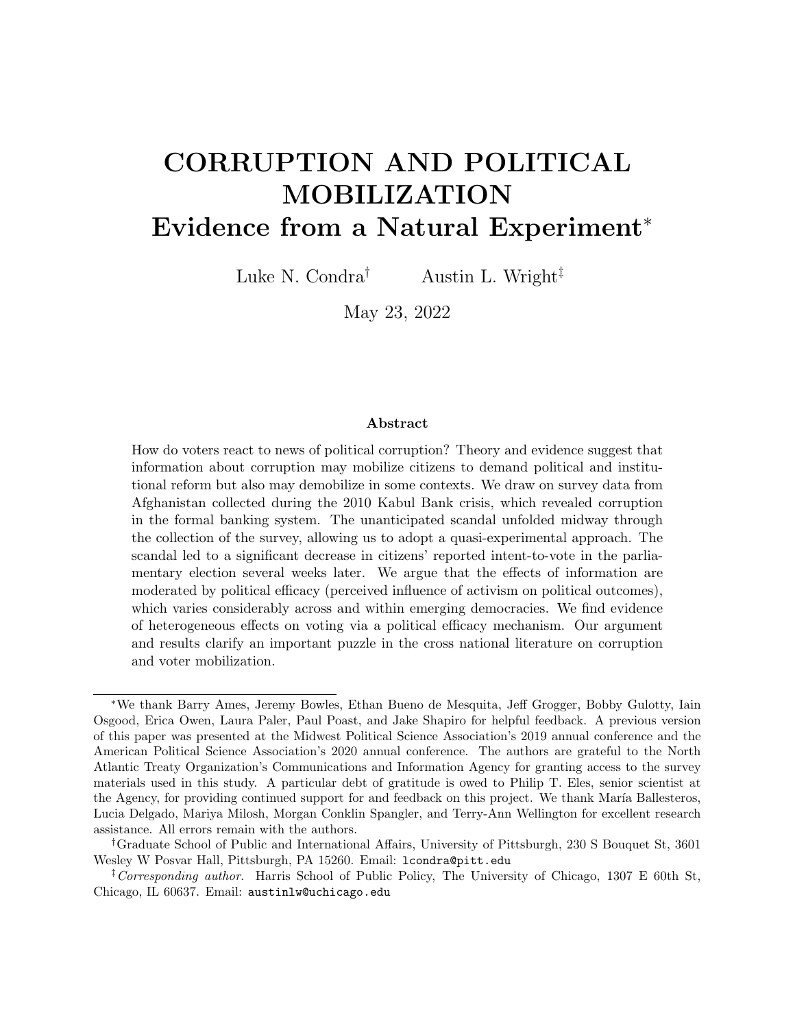# CORRUPTION AND POLITICAL MOBILIZATION
## Evidence from a Natural Experiment*

Luke N. Condra[†] Austin L. Wright[‡]

May 23, 2022

### Abstract

How do voters react to news of political corruption? Theory and evidence suggest that information about corruption may mobilize citizens to demand political and institutional reform but also may demobilize in some contexts. We draw on survey data from Afghanistan collected during the 2010 Kabul Bank crisis, which revealed corruption in the formal banking system. The unanticipated scandal unfolded midway through the collection of the survey, allowing us to adopt a quasi-experimental approach. The scandal led to a significant decrease in citizens' reported intent-to-vote in the parliamentary election several weeks later. We argue that the effects of information are moderated by political efficacy (perceived influence of activism on political outcomes), which varies considerably across and within emerging democracies. We find evidence of heterogeneous effects on voting via a political efficacy mechanism. Our argument and results clarify an important puzzle in the cross national literature on corruption and voter mobilization.

---

*We thank Barry Ames, Jeremy Bowles, Ethan Bueno de Mesquita, Jeff Grogger, Bobby Gulotty, Iain Osgood, Erica Owen, Laura Paler, Paul Poast, and Jake Shapiro for helpful feedback. A previous version of this paper was presented at the Midwest Political Science Association's 2019 annual conference and the American Political Science Association's 2020 annual conference. The authors are grateful to the North Atlantic Treaty Organization's Communications and Information Agency for granting access to the survey materials used in this study. A particular debt of gratitude is owed to Philip T. Eles, senior scientist at the Agency, for providing continued support for and feedback on this project. We thank María Ballesteros, Lucia Delgado, Mariya Milosh, Morgan Conklin Spangler, and Terry-Ann Wellington for excellent research assistance. All errors remain with the authors.

[†]Graduate School of Public and International Affairs, University of Pittsburgh, 230 S Bouquet St, 3601 Wesley W Posvar Hall, Pittsburgh, PA 15260. Email: lcondra@pitt.edu

[‡]*Corresponding author.* Harris School of Public Policy, The University of Chicago, 1307 E 60th St, Chicago, IL 60637. Email: austinlw@uchicago.edu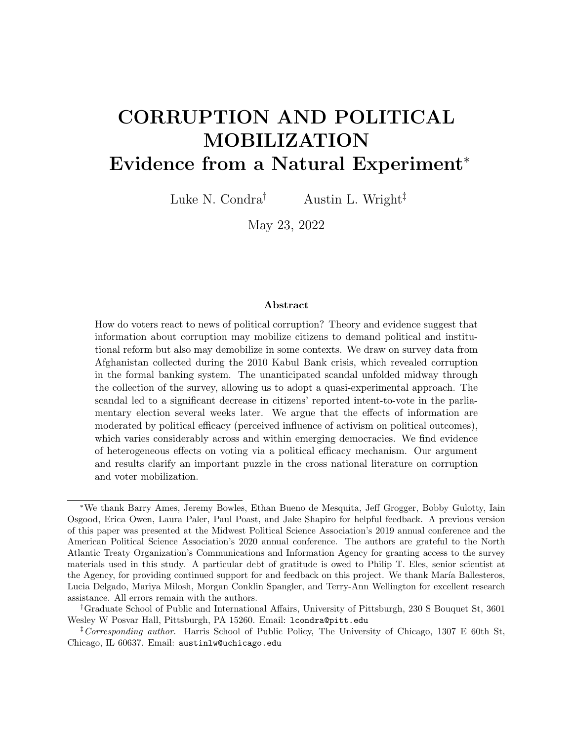# CORRUPTION AND POLITICAL MOBILIZATION
## Evidence from a Natural Experiment*

Luke N. Condra[†] Austin L. Wright[‡]

May 23, 2022

### Abstract

How do voters react to news of political corruption? Theory and evidence suggest that information about corruption may mobilize citizens to demand political and institutional reform but also may demobilize in some contexts. We draw on survey data from Afghanistan collected during the 2010 Kabul Bank crisis, which revealed corruption in the formal banking system. The unanticipated scandal unfolded midway through the collection of the survey, allowing us to adopt a quasi-experimental approach. The scandal led to a significant decrease in citizens' reported intent-to-vote in the parliamentary election several weeks later. We argue that the effects of information are moderated by political efficacy (perceived influence of activism on political outcomes), which varies considerably across and within emerging democracies. We find evidence of heterogeneous effects on voting via a political efficacy mechanism. Our argument and results clarify an important puzzle in the cross national literature on corruption and voter mobilization.

---

*We thank Barry Ames, Jeremy Bowles, Ethan Bueno de Mesquita, Jeff Grogger, Bobby Gulotty, Iain Osgood, Erica Owen, Laura Paler, Paul Poast, and Jake Shapiro for helpful feedback. A previous version of this paper was presented at the Midwest Political Science Association's 2019 annual conference and the American Political Science Association's 2020 annual conference. The authors are grateful to the North Atlantic Treaty Organization's Communications and Information Agency for granting access to the survey materials used in this study. A particular debt of gratitude is owed to Philip T. Eles, senior scientist at the Agency, for providing continued support for and feedback on this project. We thank María Ballesteros, Lucia Delgado, Mariya Milosh, Morgan Conklin Spangler, and Terry-Ann Wellington for excellent research assistance. All errors remain with the authors.

[†]Graduate School of Public and International Affairs, University of Pittsburgh, 230 S Bouquet St, 3601 Wesley W Posvar Hall, Pittsburgh, PA 15260. Email: lcondra@pitt.edu

[‡]*Corresponding author.* Harris School of Public Policy, The University of Chicago, 1307 E 60th St, Chicago, IL 60637. Email: austinlw@uchicago.edu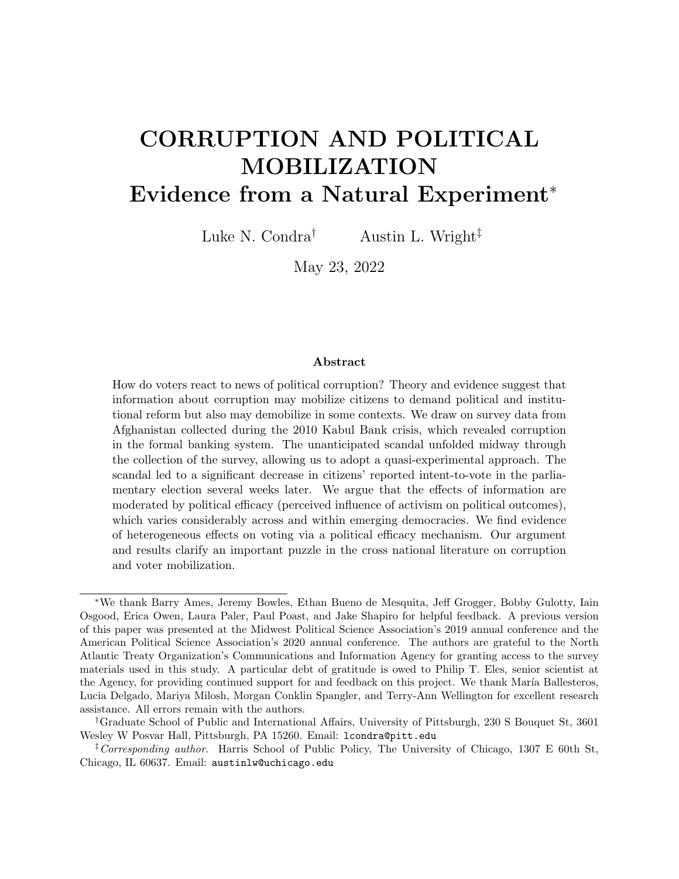# CORRUPTION AND POLITICAL MOBILIZATION
## Evidence from a Natural Experiment*

Luke N. Condra[†] Austin L. Wright[‡]

May 23, 2022

### Abstract

How do voters react to news of political corruption? Theory and evidence suggest that information about corruption may mobilize citizens to demand political and institutional reform but also may demobilize in some contexts. We draw on survey data from Afghanistan collected during the 2010 Kabul Bank crisis, which revealed corruption in the formal banking system. The unanticipated scandal unfolded midway through the collection of the survey, allowing us to adopt a quasi-experimental approach. The scandal led to a significant decrease in citizens' reported intent-to-vote in the parliamentary election several weeks later. We argue that the effects of information are moderated by political efficacy (perceived influence of activism on political outcomes), which varies considerably across and within emerging democracies. We find evidence of heterogeneous effects on voting via a political efficacy mechanism. Our argument and results clarify an important puzzle in the cross national literature on corruption and voter mobilization.

---

*We thank Barry Ames, Jeremy Bowles, Ethan Bueno de Mesquita, Jeff Grogger, Bobby Gulotty, Iain Osgood, Erica Owen, Laura Paler, Paul Poast, and Jake Shapiro for helpful feedback. A previous version of this paper was presented at the Midwest Political Science Association's 2019 annual conference and the American Political Science Association's 2020 annual conference. The authors are grateful to the North Atlantic Treaty Organization's Communications and Information Agency for granting access to the survey materials used in this study. A particular debt of gratitude is owed to Philip T. Eles, senior scientist at the Agency, for providing continued support for and feedback on this project. We thank María Ballesteros, Lucia Delgado, Mariya Milosh, Morgan Conklin Spangler, and Terry-Ann Wellington for excellent research assistance. All errors remain with the authors.

[†]Graduate School of Public and International Affairs, University of Pittsburgh, 230 S Bouquet St, 3601 Wesley W Posvar Hall, Pittsburgh, PA 15260. Email: `lcondra@pitt.edu`

[‡]*Corresponding author.* Harris School of Public Policy, The University of Chicago, 1307 E 60th St, Chicago, IL 60637. Email: `austinlw@uchicago.edu`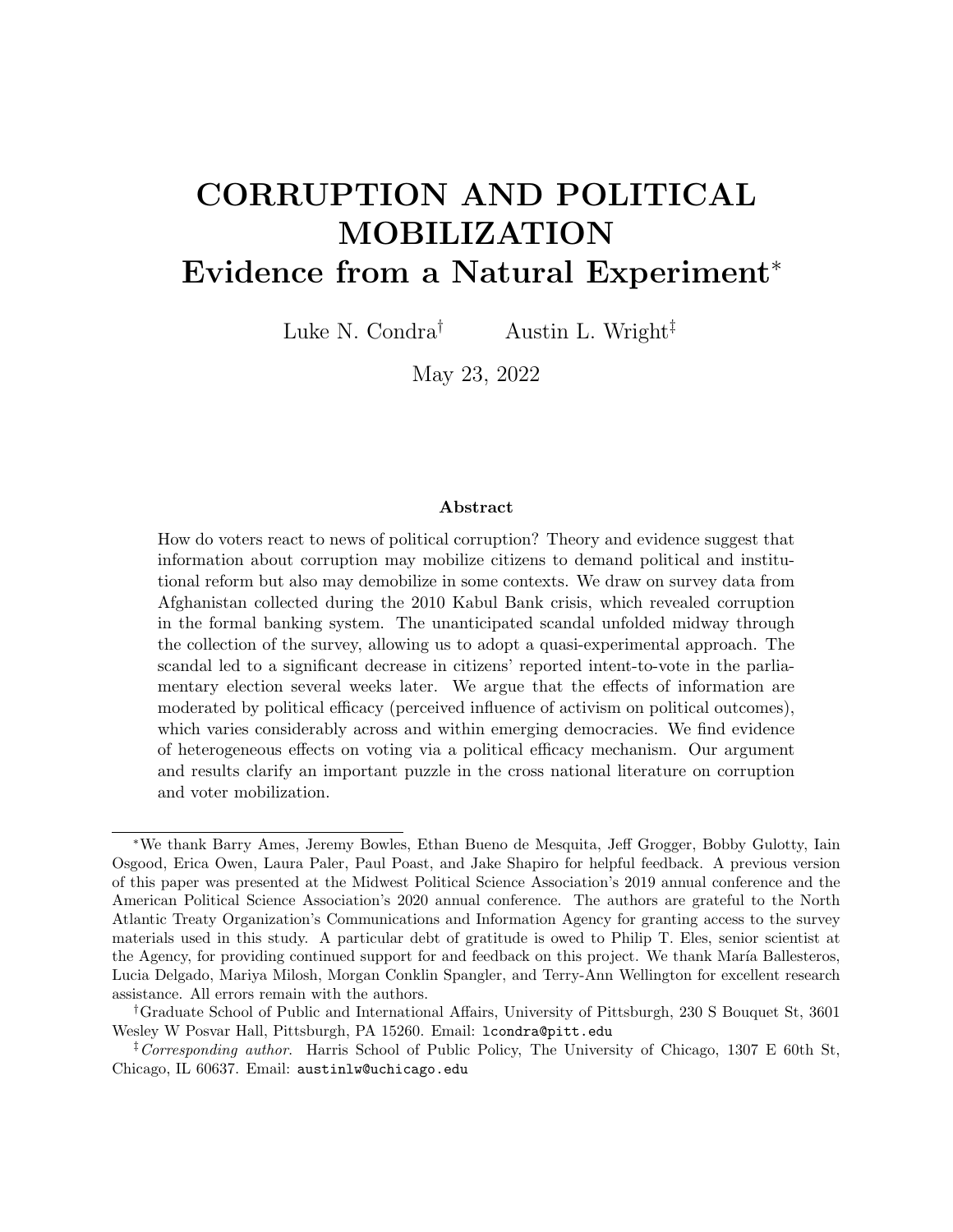# CORRUPTION AND POLITICAL MOBILIZATION
## Evidence from a Natural Experiment*

Luke N. Condra† Austin L. Wright‡

May 23, 2022

### Abstract

How do voters react to news of political corruption? Theory and evidence suggest that information about corruption may mobilize citizens to demand political and institutional reform but also may demobilize in some contexts. We draw on survey data from Afghanistan collected during the 2010 Kabul Bank crisis, which revealed corruption in the formal banking system. The unanticipated scandal unfolded midway through the collection of the survey, allowing us to adopt a quasi-experimental approach. The scandal led to a significant decrease in citizens' reported intent-to-vote in the parliamentary election several weeks later. We argue that the effects of information are moderated by political efficacy (perceived influence of activism on political outcomes), which varies considerably across and within emerging democracies. We find evidence of heterogeneous effects on voting via a political efficacy mechanism. Our argument and results clarify an important puzzle in the cross national literature on corruption and voter mobilization.

---

*We thank Barry Ames, Jeremy Bowles, Ethan Bueno de Mesquita, Jeff Grogger, Bobby Gulotty, Iain Osgood, Erica Owen, Laura Paler, Paul Poast, and Jake Shapiro for helpful feedback. A previous version of this paper was presented at the Midwest Political Science Association's 2019 annual conference and the American Political Science Association's 2020 annual conference. The authors are grateful to the North Atlantic Treaty Organization's Communications and Information Agency for granting access to the survey materials used in this study. A particular debt of gratitude is owed to Philip T. Eles, senior scientist at the Agency, for providing continued support for and feedback on this project. We thank María Ballesteros, Lucia Delgado, Mariya Milosh, Morgan Conklin Spangler, and Terry-Ann Wellington for excellent research assistance. All errors remain with the authors.

†Graduate School of Public and International Affairs, University of Pittsburgh, 230 S Bouquet St, 3601 Wesley W Posvar Hall, Pittsburgh, PA 15260. Email: lcondra@pitt.edu

‡*Corresponding author.* Harris School of Public Policy, The University of Chicago, 1307 E 60th St, Chicago, IL 60637. Email: austinlw@uchicago.edu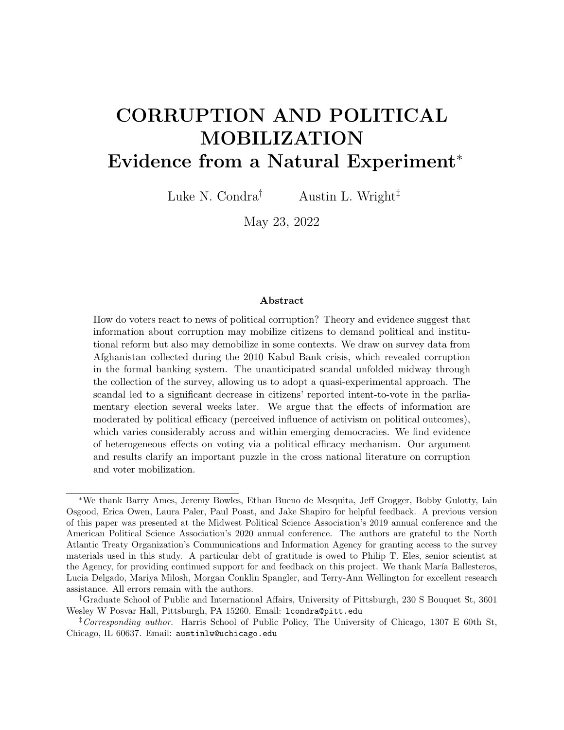# CORRUPTION AND POLITICAL MOBILIZATION
## Evidence from a Natural Experiment*

Luke N. Condra[†] Austin L. Wright[‡]

May 23, 2022

### Abstract

How do voters react to news of political corruption? Theory and evidence suggest that information about corruption may mobilize citizens to demand political and institutional reform but also may demobilize in some contexts. We draw on survey data from Afghanistan collected during the 2010 Kabul Bank crisis, which revealed corruption in the formal banking system. The unanticipated scandal unfolded midway through the collection of the survey, allowing us to adopt a quasi-experimental approach. The scandal led to a significant decrease in citizens' reported intent-to-vote in the parliamentary election several weeks later. We argue that the effects of information are moderated by political efficacy (perceived influence of activism on political outcomes), which varies considerably across and within emerging democracies. We find evidence of heterogeneous effects on voting via a political efficacy mechanism. Our argument and results clarify an important puzzle in the cross national literature on corruption and voter mobilization.

---

*We thank Barry Ames, Jeremy Bowles, Ethan Bueno de Mesquita, Jeff Grogger, Bobby Gulotty, Iain Osgood, Erica Owen, Laura Paler, Paul Poast, and Jake Shapiro for helpful feedback. A previous version of this paper was presented at the Midwest Political Science Association's 2019 annual conference and the American Political Science Association's 2020 annual conference. The authors are grateful to the North Atlantic Treaty Organization's Communications and Information Agency for granting access to the survey materials used in this study. A particular debt of gratitude is owed to Philip T. Eles, senior scientist at the Agency, for providing continued support for and feedback on this project. We thank María Ballesteros, Lucia Delgado, Mariya Milosh, Morgan Conklin Spangler, and Terry-Ann Wellington for excellent research assistance. All errors remain with the authors.

†Graduate School of Public and International Affairs, University of Pittsburgh, 230 S Bouquet St, 3601 Wesley W Posvar Hall, Pittsburgh, PA 15260. Email: lcondra@pitt.edu

‡*Corresponding author.* Harris School of Public Policy, The University of Chicago, 1307 E 60th St, Chicago, IL 60637. Email: austinlw@uchicago.edu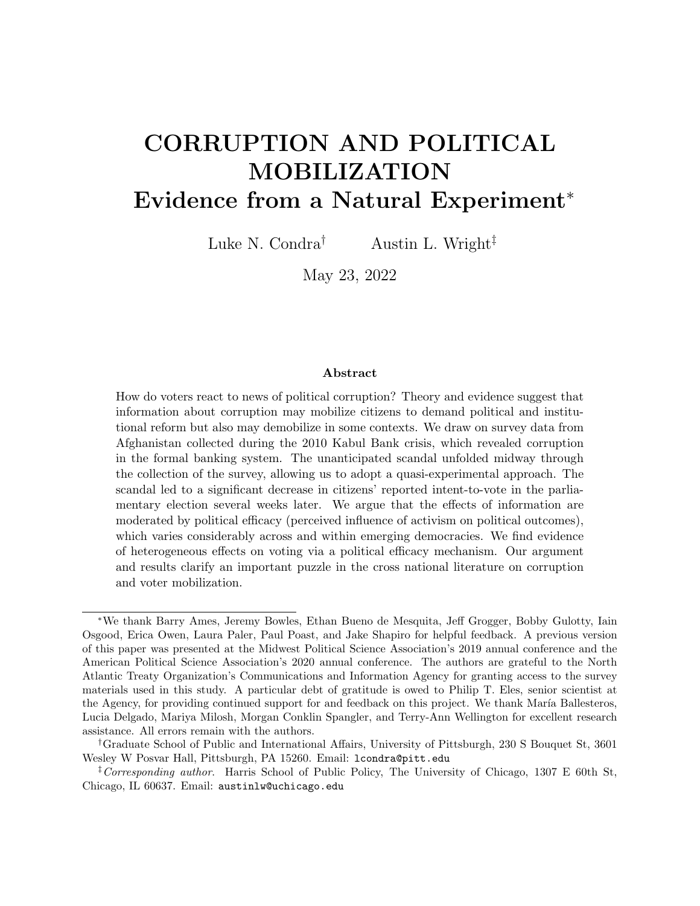# CORRUPTION AND POLITICAL MOBILIZATION
## Evidence from a Natural Experiment*

Luke N. Condra[†] Austin L. Wright[‡]

May 23, 2022

### Abstract

How do voters react to news of political corruption? Theory and evidence suggest that information about corruption may mobilize citizens to demand political and institutional reform but also may demobilize in some contexts. We draw on survey data from Afghanistan collected during the 2010 Kabul Bank crisis, which revealed corruption in the formal banking system. The unanticipated scandal unfolded midway through the collection of the survey, allowing us to adopt a quasi-experimental approach. The scandal led to a significant decrease in citizens' reported intent-to-vote in the parliamentary election several weeks later. We argue that the effects of information are moderated by political efficacy (perceived influence of activism on political outcomes), which varies considerably across and within emerging democracies. We find evidence of heterogeneous effects on voting via a political efficacy mechanism. Our argument and results clarify an important puzzle in the cross national literature on corruption and voter mobilization.

---

*We thank Barry Ames, Jeremy Bowles, Ethan Bueno de Mesquita, Jeff Grogger, Bobby Gulotty, Iain Osgood, Erica Owen, Laura Paler, Paul Poast, and Jake Shapiro for helpful feedback. A previous version of this paper was presented at the Midwest Political Science Association's 2019 annual conference and the American Political Science Association's 2020 annual conference. The authors are grateful to the North Atlantic Treaty Organization's Communications and Information Agency for granting access to the survey materials used in this study. A particular debt of gratitude is owed to Philip T. Eles, senior scientist at the Agency, for providing continued support for and feedback on this project. We thank María Ballesteros, Lucia Delgado, Mariya Milosh, Morgan Conklin Spangler, and Terry-Ann Wellington for excellent research assistance. All errors remain with the authors.

[†]Graduate School of Public and International Affairs, University of Pittsburgh, 230 S Bouquet St, 3601 Wesley W Posvar Hall, Pittsburgh, PA 15260. Email: lcondra@pitt.edu

[‡]*Corresponding author.* Harris School of Public Policy, The University of Chicago, 1307 E 60th St, Chicago, IL 60637. Email: austinlw@uchicago.edu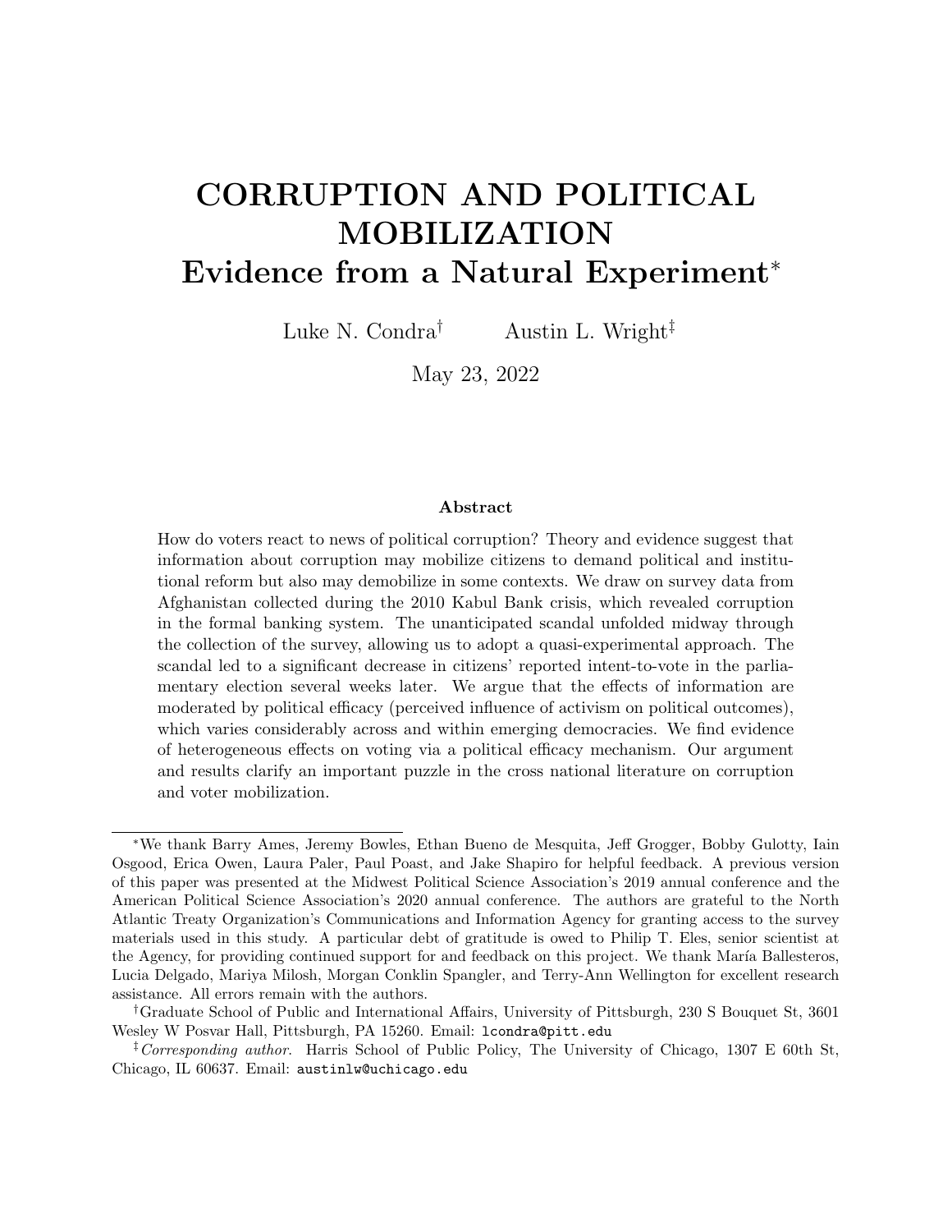# CORRUPTION AND POLITICAL MOBILIZATION
## Evidence from a Natural Experiment*

Luke N. Condra[†] Austin L. Wright[‡]

May 23, 2022

### Abstract

How do voters react to news of political corruption? Theory and evidence suggest that information about corruption may mobilize citizens to demand political and institutional reform but also may demobilize in some contexts. We draw on survey data from Afghanistan collected during the 2010 Kabul Bank crisis, which revealed corruption in the formal banking system. The unanticipated scandal unfolded midway through the collection of the survey, allowing us to adopt a quasi-experimental approach. The scandal led to a significant decrease in citizens' reported intent-to-vote in the parliamentary election several weeks later. We argue that the effects of information are moderated by political efficacy (perceived influence of activism on political outcomes), which varies considerably across and within emerging democracies. We find evidence of heterogeneous effects on voting via a political efficacy mechanism. Our argument and results clarify an important puzzle in the cross national literature on corruption and voter mobilization.

---

*We thank Barry Ames, Jeremy Bowles, Ethan Bueno de Mesquita, Jeff Grogger, Bobby Gulotty, Iain Osgood, Erica Owen, Laura Paler, Paul Poast, and Jake Shapiro for helpful feedback. A previous version of this paper was presented at the Midwest Political Science Association's 2019 annual conference and the American Political Science Association's 2020 annual conference. The authors are grateful to the North Atlantic Treaty Organization's Communications and Information Agency for granting access to the survey materials used in this study. A particular debt of gratitude is owed to Philip T. Eles, senior scientist at the Agency, for providing continued support for and feedback on this project. We thank María Ballesteros, Lucia Delgado, Mariya Milosh, Morgan Conklin Spangler, and Terry-Ann Wellington for excellent research assistance. All errors remain with the authors.

[†]Graduate School of Public and International Affairs, University of Pittsburgh, 230 S Bouquet St, 3601 Wesley W Posvar Hall, Pittsburgh, PA 15260. Email: lcondra@pitt.edu

[‡]*Corresponding author.* Harris School of Public Policy, The University of Chicago, 1307 E 60th St, Chicago, IL 60637. Email: austinlw@uchicago.edu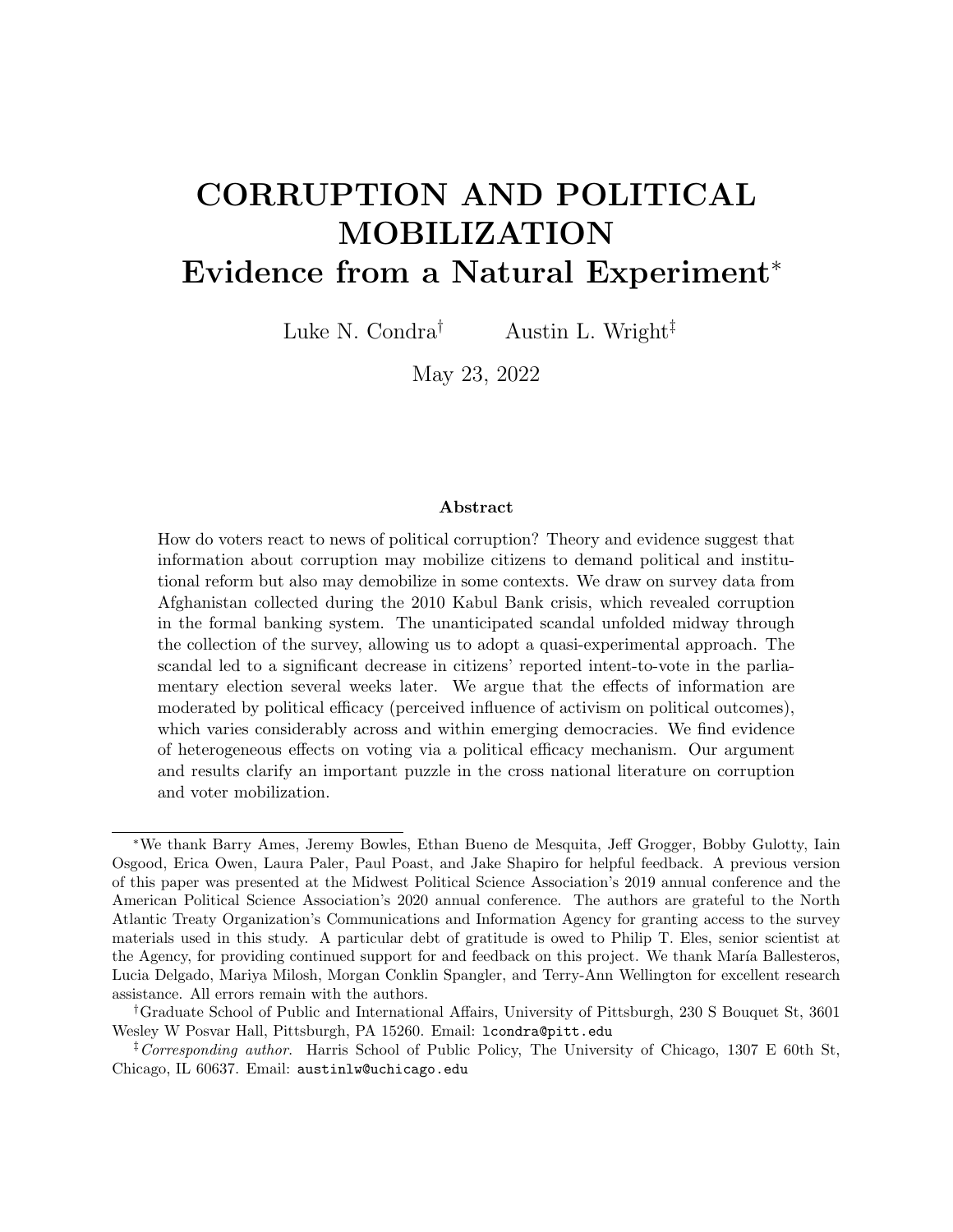# CORRUPTION AND POLITICAL MOBILIZATION
## Evidence from a Natural Experiment*

Luke N. Condra† Austin L. Wright‡

May 23, 2022

### Abstract

How do voters react to news of political corruption? Theory and evidence suggest that information about corruption may mobilize citizens to demand political and institutional reform but also may demobilize in some contexts. We draw on survey data from Afghanistan collected during the 2010 Kabul Bank crisis, which revealed corruption in the formal banking system. The unanticipated scandal unfolded midway through the collection of the survey, allowing us to adopt a quasi-experimental approach. The scandal led to a significant decrease in citizens' reported intent-to-vote in the parliamentary election several weeks later. We argue that the effects of information are moderated by political efficacy (perceived influence of activism on political outcomes), which varies considerably across and within emerging democracies. We find evidence of heterogeneous effects on voting via a political efficacy mechanism. Our argument and results clarify an important puzzle in the cross national literature on corruption and voter mobilization.

---

*We thank Barry Ames, Jeremy Bowles, Ethan Bueno de Mesquita, Jeff Grogger, Bobby Gulotty, Iain Osgood, Erica Owen, Laura Paler, Paul Poast, and Jake Shapiro for helpful feedback. A previous version of this paper was presented at the Midwest Political Science Association's 2019 annual conference and the American Political Science Association's 2020 annual conference. The authors are grateful to the North Atlantic Treaty Organization's Communications and Information Agency for granting access to the survey materials used in this study. A particular debt of gratitude is owed to Philip T. Eles, senior scientist at the Agency, for providing continued support for and feedback on this project. We thank María Ballesteros, Lucia Delgado, Mariya Milosh, Morgan Conklin Spangler, and Terry-Ann Wellington for excellent research assistance. All errors remain with the authors.

†Graduate School of Public and International Affairs, University of Pittsburgh, 230 S Bouquet St, 3601 Wesley W Posvar Hall, Pittsburgh, PA 15260. Email: lcondra@pitt.edu

‡*Corresponding author*. Harris School of Public Policy, The University of Chicago, 1307 E 60th St, Chicago, IL 60637. Email: austinlw@uchicago.edu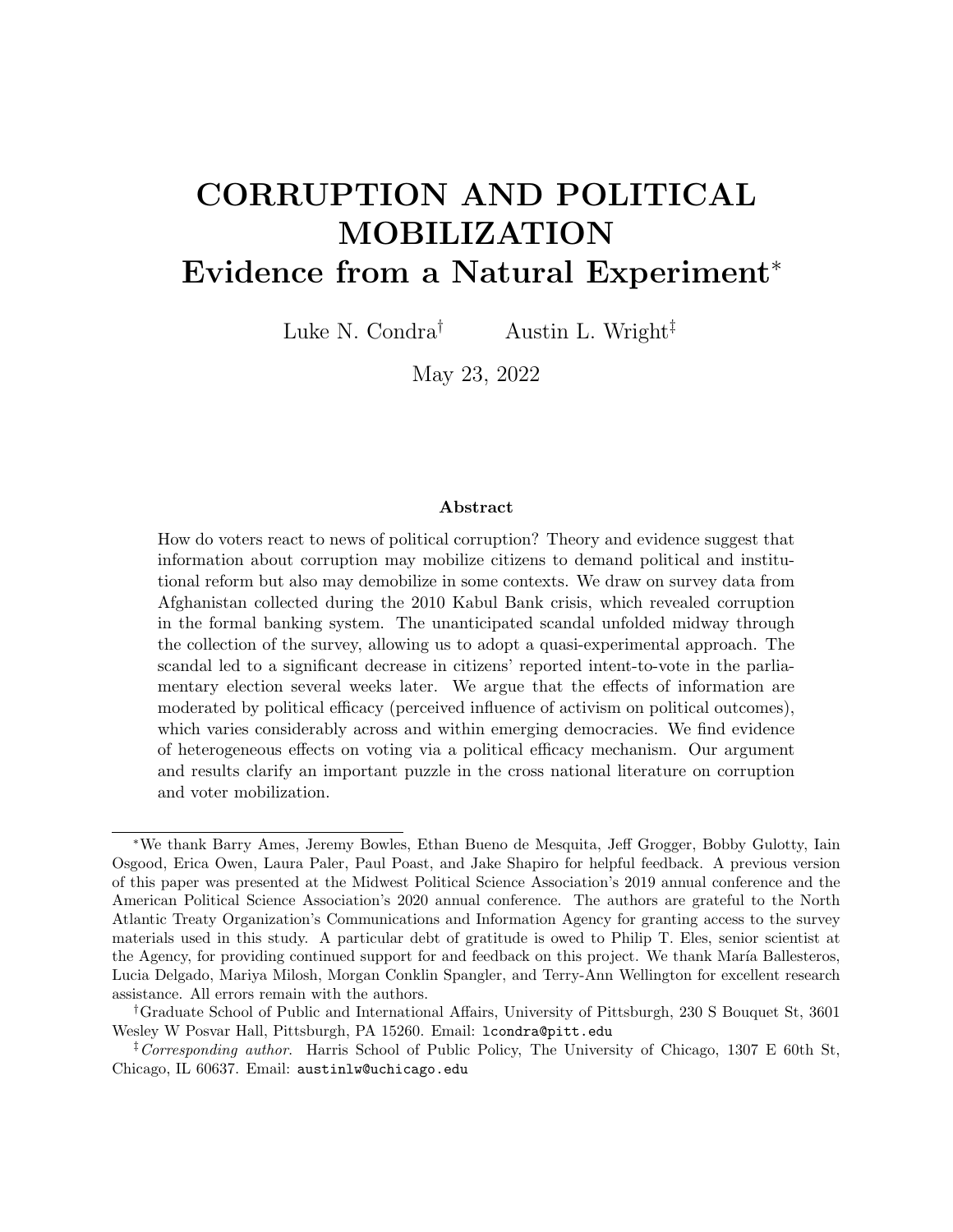# CORRUPTION AND POLITICAL MOBILIZATION
## Evidence from a Natural Experiment*

Luke N. Condra[†] Austin L. Wright[‡]

May 23, 2022

### Abstract

How do voters react to news of political corruption? Theory and evidence suggest that information about corruption may mobilize citizens to demand political and institutional reform but also may demobilize in some contexts. We draw on survey data from Afghanistan collected during the 2010 Kabul Bank crisis, which revealed corruption in the formal banking system. The unanticipated scandal unfolded midway through the collection of the survey, allowing us to adopt a quasi-experimental approach. The scandal led to a significant decrease in citizens' reported intent-to-vote in the parliamentary election several weeks later. We argue that the effects of information are moderated by political efficacy (perceived influence of activism on political outcomes), which varies considerably across and within emerging democracies. We find evidence of heterogeneous effects on voting via a political efficacy mechanism. Our argument and results clarify an important puzzle in the cross national literature on corruption and voter mobilization.

---

*We thank Barry Ames, Jeremy Bowles, Ethan Bueno de Mesquita, Jeff Grogger, Bobby Gulotty, Iain Osgood, Erica Owen, Laura Paler, Paul Poast, and Jake Shapiro for helpful feedback. A previous version of this paper was presented at the Midwest Political Science Association's 2019 annual conference and the American Political Science Association's 2020 annual conference. The authors are grateful to the North Atlantic Treaty Organization's Communications and Information Agency for granting access to the survey materials used in this study. A particular debt of gratitude is owed to Philip T. Eles, senior scientist at the Agency, for providing continued support for and feedback on this project. We thank María Ballesteros, Lucia Delgado, Mariya Milosh, Morgan Conklin Spangler, and Terry-Ann Wellington for excellent research assistance. All errors remain with the authors.

[†]Graduate School of Public and International Affairs, University of Pittsburgh, 230 S Bouquet St, 3601 Wesley W Posvar Hall, Pittsburgh, PA 15260. Email: lcondra@pitt.edu

[‡]*Corresponding author.* Harris School of Public Policy, The University of Chicago, 1307 E 60th St, Chicago, IL 60637. Email: austinlw@uchicago.edu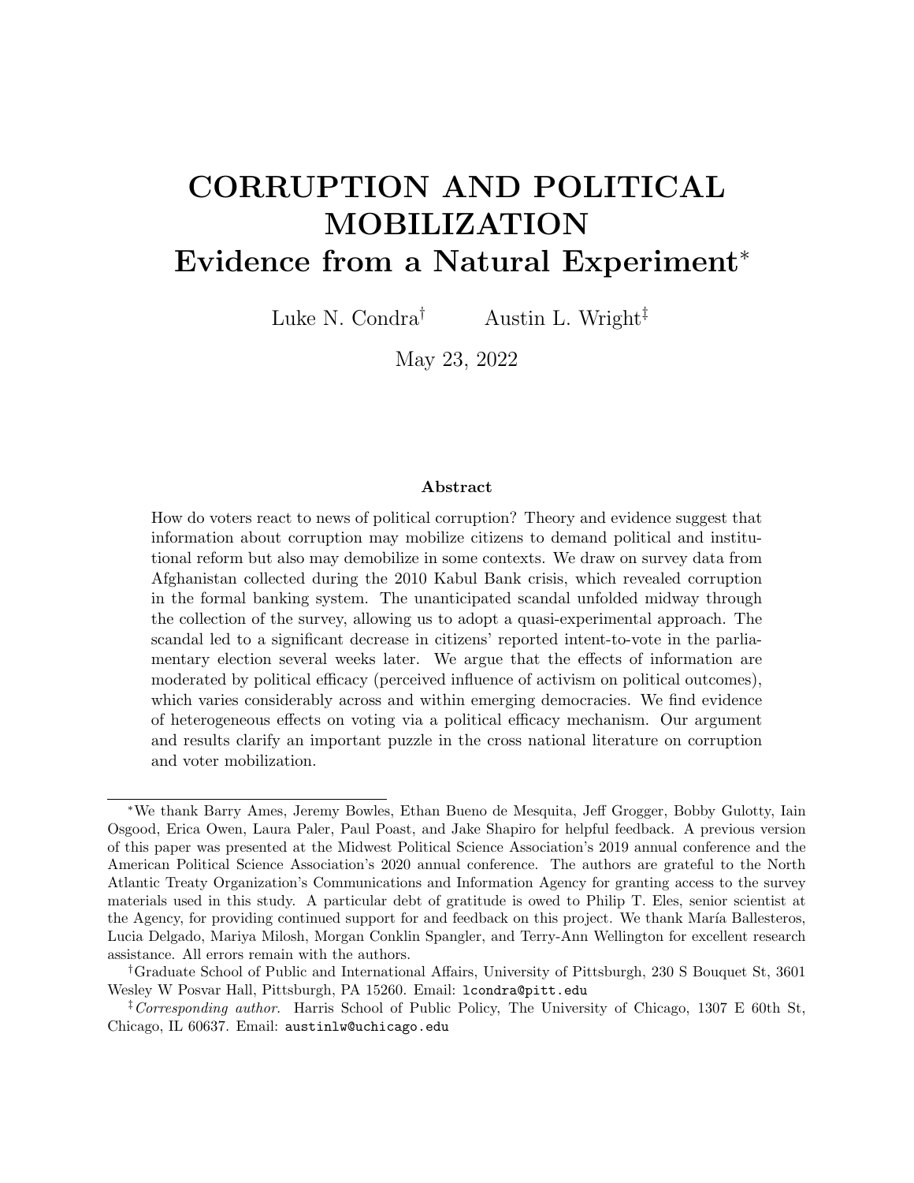# CORRUPTION AND POLITICAL MOBILIZATION
## Evidence from a Natural Experiment*

Luke N. Condra[†] Austin L. Wright[‡]

May 23, 2022

### Abstract

How do voters react to news of political corruption? Theory and evidence suggest that information about corruption may mobilize citizens to demand political and institutional reform but also may demobilize in some contexts. We draw on survey data from Afghanistan collected during the 2010 Kabul Bank crisis, which revealed corruption in the formal banking system. The unanticipated scandal unfolded midway through the collection of the survey, allowing us to adopt a quasi-experimental approach. The scandal led to a significant decrease in citizens' reported intent-to-vote in the parliamentary election several weeks later. We argue that the effects of information are moderated by political efficacy (perceived influence of activism on political outcomes), which varies considerably across and within emerging democracies. We find evidence of heterogeneous effects on voting via a political efficacy mechanism. Our argument and results clarify an important puzzle in the cross national literature on corruption and voter mobilization.

---

*We thank Barry Ames, Jeremy Bowles, Ethan Bueno de Mesquita, Jeff Grogger, Bobby Gulotty, Iain Osgood, Erica Owen, Laura Paler, Paul Poast, and Jake Shapiro for helpful feedback. A previous version of this paper was presented at the Midwest Political Science Association's 2019 annual conference and the American Political Science Association's 2020 annual conference. The authors are grateful to the North Atlantic Treaty Organization's Communications and Information Agency for granting access to the survey materials used in this study. A particular debt of gratitude is owed to Philip T. Eles, senior scientist at the Agency, for providing continued support for and feedback on this project. We thank María Ballesteros, Lucia Delgado, Mariya Milosh, Morgan Conklin Spangler, and Terry-Ann Wellington for excellent research assistance. All errors remain with the authors.

[†]Graduate School of Public and International Affairs, University of Pittsburgh, 230 S Bouquet St, 3601 Wesley W Posvar Hall, Pittsburgh, PA 15260. Email: lcondra@pitt.edu

[‡]*Corresponding author.* Harris School of Public Policy, The University of Chicago, 1307 E 60th St, Chicago, IL 60637. Email: austinlw@uchicago.edu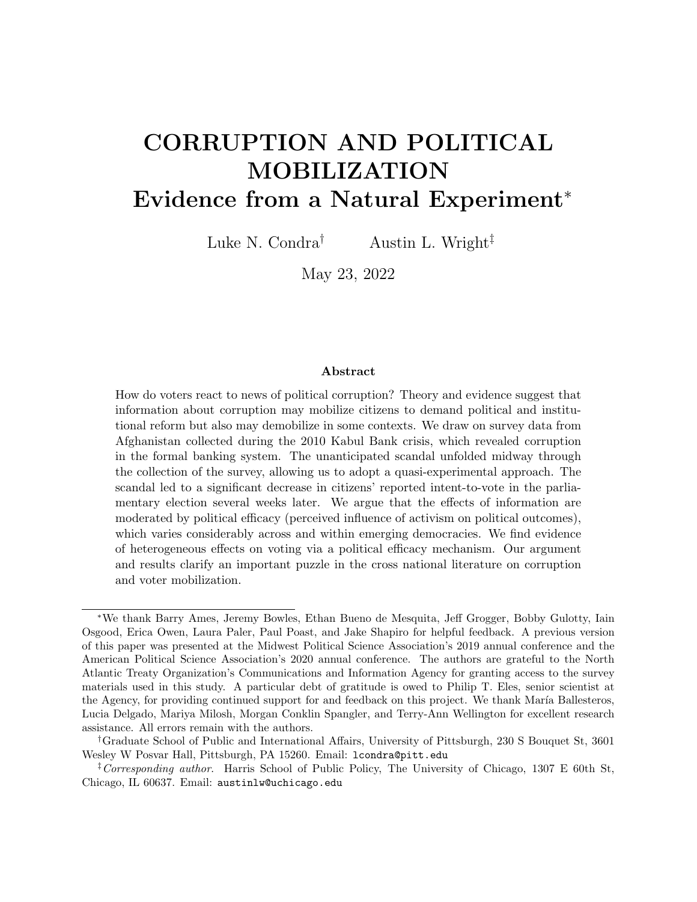# CORRUPTION AND POLITICAL MOBILIZATION
## Evidence from a Natural Experiment*

Luke N. Condra† Austin L. Wright‡

May 23, 2022

### Abstract

How do voters react to news of political corruption? Theory and evidence suggest that information about corruption may mobilize citizens to demand political and institutional reform but also may demobilize in some contexts. We draw on survey data from Afghanistan collected during the 2010 Kabul Bank crisis, which revealed corruption in the formal banking system. The unanticipated scandal unfolded midway through the collection of the survey, allowing us to adopt a quasi-experimental approach. The scandal led to a significant decrease in citizens' reported intent-to-vote in the parliamentary election several weeks later. We argue that the effects of information are moderated by political efficacy (perceived influence of activism on political outcomes), which varies considerably across and within emerging democracies. We find evidence of heterogeneous effects on voting via a political efficacy mechanism. Our argument and results clarify an important puzzle in the cross national literature on corruption and voter mobilization.

---

*We thank Barry Ames, Jeremy Bowles, Ethan Bueno de Mesquita, Jeff Grogger, Bobby Gulotty, Iain Osgood, Erica Owen, Laura Paler, Paul Poast, and Jake Shapiro for helpful feedback. A previous version of this paper was presented at the Midwest Political Science Association's 2019 annual conference and the American Political Science Association's 2020 annual conference. The authors are grateful to the North Atlantic Treaty Organization's Communications and Information Agency for granting access to the survey materials used in this study. A particular debt of gratitude is owed to Philip T. Eles, senior scientist at the Agency, for providing continued support for and feedback on this project. We thank María Ballesteros, Lucia Delgado, Mariya Milosh, Morgan Conklin Spangler, and Terry-Ann Wellington for excellent research assistance. All errors remain with the authors.

†Graduate School of Public and International Affairs, University of Pittsburgh, 230 S Bouquet St, 3601 Wesley W Posvar Hall, Pittsburgh, PA 15260. Email: lcondra@pitt.edu

‡*Corresponding author.* Harris School of Public Policy, The University of Chicago, 1307 E 60th St, Chicago, IL 60637. Email: austinlw@uchicago.edu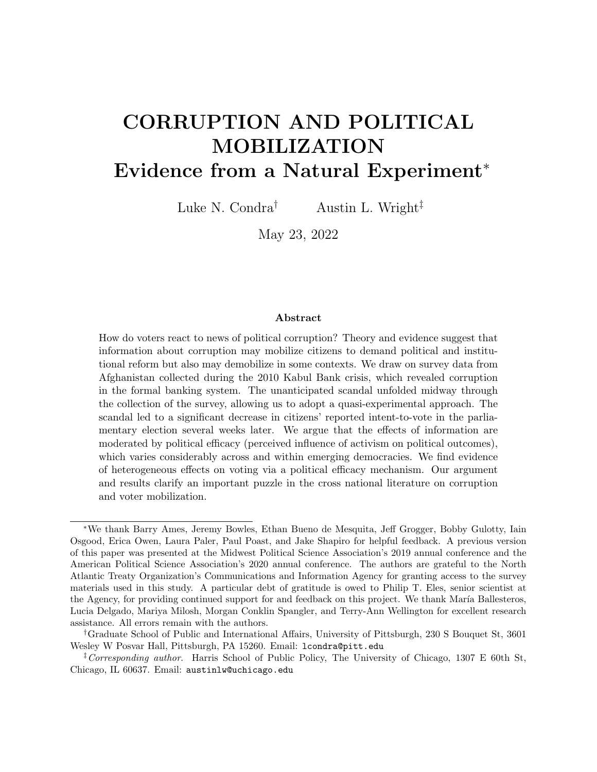# CORRUPTION AND POLITICAL MOBILIZATION

## Evidence from a Natural Experiment*

Luke N. Condra[†] Austin L. Wright[‡]

May 23, 2022

### Abstract

How do voters react to news of political corruption? Theory and evidence suggest that information about corruption may mobilize citizens to demand political and institutional reform but also may demobilize in some contexts. We draw on survey data from Afghanistan collected during the 2010 Kabul Bank crisis, which revealed corruption in the formal banking system. The unanticipated scandal unfolded midway through the collection of the survey, allowing us to adopt a quasi-experimental approach. The scandal led to a significant decrease in citizens' reported intent-to-vote in the parliamentary election several weeks later. We argue that the effects of information are moderated by political efficacy (perceived influence of activism on political outcomes), which varies considerably across and within emerging democracies. We find evidence of heterogeneous effects on voting via a political efficacy mechanism. Our argument and results clarify an important puzzle in the cross national literature on corruption and voter mobilization.

---

*We thank Barry Ames, Jeremy Bowles, Ethan Bueno de Mesquita, Jeff Grogger, Bobby Gulotty, Iain Osgood, Erica Owen, Laura Paler, Paul Poast, and Jake Shapiro for helpful feedback. A previous version of this paper was presented at the Midwest Political Science Association's 2019 annual conference and the American Political Science Association's 2020 annual conference. The authors are grateful to the North Atlantic Treaty Organization's Communications and Information Agency for granting access to the survey materials used in this study. A particular debt of gratitude is owed to Philip T. Eles, senior scientist at the Agency, for providing continued support for and feedback on this project. We thank María Ballesteros, Lucia Delgado, Mariya Milosh, Morgan Conklin Spangler, and Terry-Ann Wellington for excellent research assistance. All errors remain with the authors.

†Graduate School of Public and International Affairs, University of Pittsburgh, 230 S Bouquet St, 3601 Wesley W Posvar Hall, Pittsburgh, PA 15260. Email: lcondra@pitt.edu

‡*Corresponding author.* Harris School of Public Policy, The University of Chicago, 1307 E 60th St, Chicago, IL 60637. Email: austinlw@uchicago.edu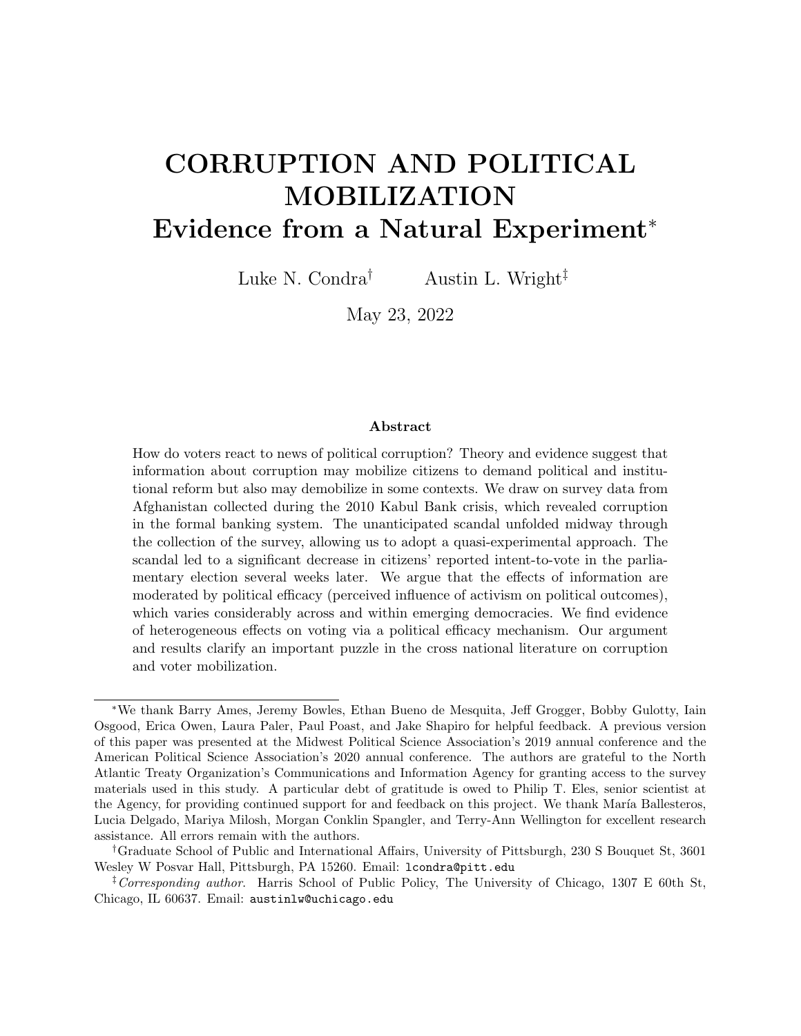# CORRUPTION AND POLITICAL MOBILIZATION
## Evidence from a Natural Experiment*

Luke N. Condra† Austin L. Wright‡

May 23, 2022

### Abstract

How do voters react to news of political corruption? Theory and evidence suggest that information about corruption may mobilize citizens to demand political and institutional reform but also may demobilize in some contexts. We draw on survey data from Afghanistan collected during the 2010 Kabul Bank crisis, which revealed corruption in the formal banking system. The unanticipated scandal unfolded midway through the collection of the survey, allowing us to adopt a quasi-experimental approach. The scandal led to a significant decrease in citizens' reported intent-to-vote in the parliamentary election several weeks later. We argue that the effects of information are moderated by political efficacy (perceived influence of activism on political outcomes), which varies considerably across and within emerging democracies. We find evidence of heterogeneous effects on voting via a political efficacy mechanism. Our argument and results clarify an important puzzle in the cross national literature on corruption and voter mobilization.

---

*We thank Barry Ames, Jeremy Bowles, Ethan Bueno de Mesquita, Jeff Grogger, Bobby Gulotty, Iain Osgood, Erica Owen, Laura Paler, Paul Poast, and Jake Shapiro for helpful feedback. A previous version of this paper was presented at the Midwest Political Science Association's 2019 annual conference and the American Political Science Association's 2020 annual conference. The authors are grateful to the North Atlantic Treaty Organization's Communications and Information Agency for granting access to the survey materials used in this study. A particular debt of gratitude is owed to Philip T. Eles, senior scientist at the Agency, for providing continued support for and feedback on this project. We thank María Ballesteros, Lucia Delgado, Mariya Milosh, Morgan Conklin Spangler, and Terry-Ann Wellington for excellent research assistance. All errors remain with the authors.

†Graduate School of Public and International Affairs, University of Pittsburgh, 230 S Bouquet St, 3601 Wesley W Posvar Hall, Pittsburgh, PA 15260. Email: lcondra@pitt.edu

‡*Corresponding author.* Harris School of Public Policy, The University of Chicago, 1307 E 60th St, Chicago, IL 60637. Email: austinlw@uchicago.edu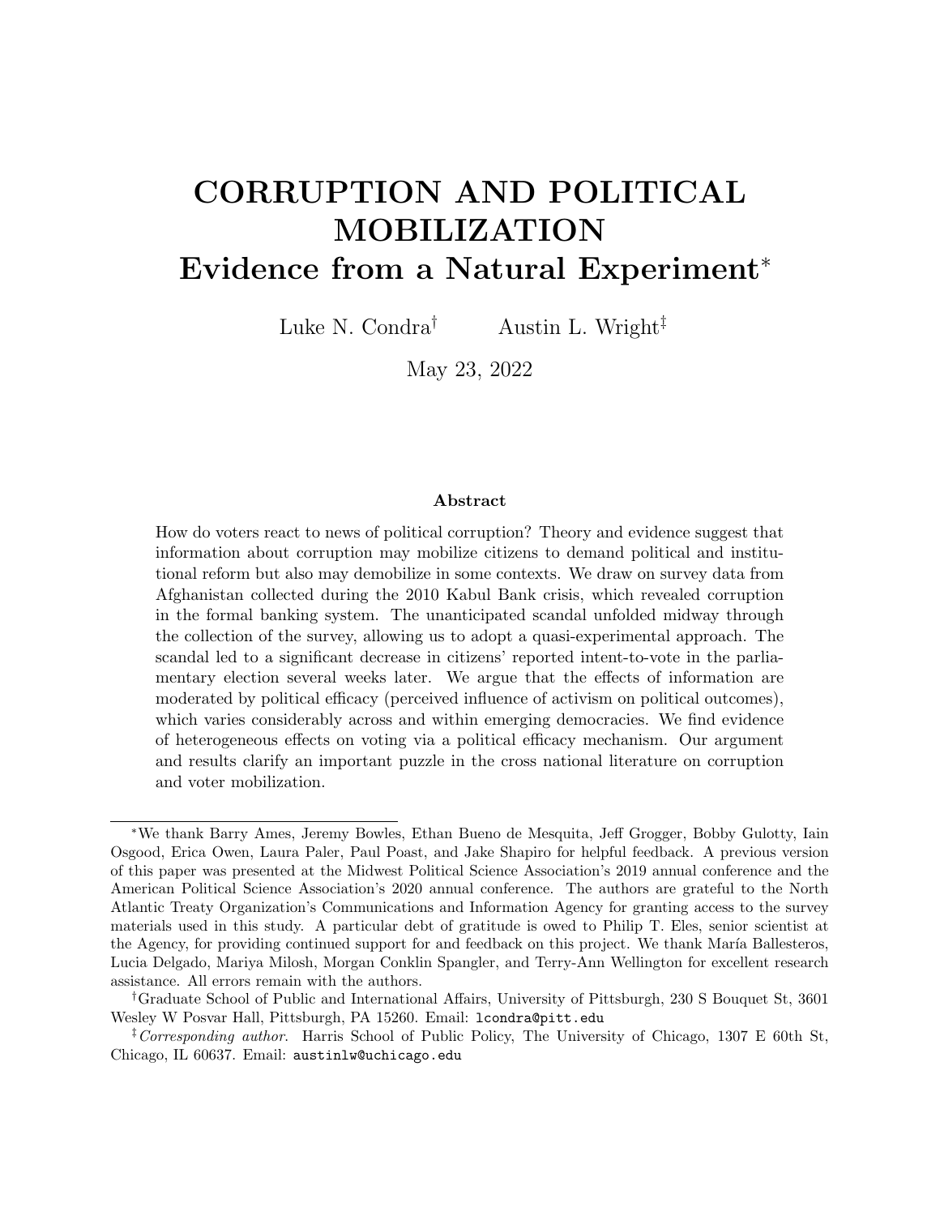# CORRUPTION AND POLITICAL MOBILIZATION
## Evidence from a Natural Experiment*

Luke N. Condra[†] Austin L. Wright[‡]

May 23, 2022

### Abstract

How do voters react to news of political corruption? Theory and evidence suggest that information about corruption may mobilize citizens to demand political and institutional reform but also may demobilize in some contexts. We draw on survey data from Afghanistan collected during the 2010 Kabul Bank crisis, which revealed corruption in the formal banking system. The unanticipated scandal unfolded midway through the collection of the survey, allowing us to adopt a quasi-experimental approach. The scandal led to a significant decrease in citizens' reported intent-to-vote in the parliamentary election several weeks later. We argue that the effects of information are moderated by political efficacy (perceived influence of activism on political outcomes), which varies considerably across and within emerging democracies. We find evidence of heterogeneous effects on voting via a political efficacy mechanism. Our argument and results clarify an important puzzle in the cross national literature on corruption and voter mobilization.

---

*We thank Barry Ames, Jeremy Bowles, Ethan Bueno de Mesquita, Jeff Grogger, Bobby Gulotty, Iain Osgood, Erica Owen, Laura Paler, Paul Poast, and Jake Shapiro for helpful feedback. A previous version of this paper was presented at the Midwest Political Science Association's 2019 annual conference and the American Political Science Association's 2020 annual conference. The authors are grateful to the North Atlantic Treaty Organization's Communications and Information Agency for granting access to the survey materials used in this study. A particular debt of gratitude is owed to Philip T. Eles, senior scientist at the Agency, for providing continued support for and feedback on this project. We thank María Ballesteros, Lucia Delgado, Mariya Milosh, Morgan Conklin Spangler, and Terry-Ann Wellington for excellent research assistance. All errors remain with the authors.

†Graduate School of Public and International Affairs, University of Pittsburgh, 230 S Bouquet St, 3601 Wesley W Posvar Hall, Pittsburgh, PA 15260. Email: lcondra@pitt.edu

‡*Corresponding author.* Harris School of Public Policy, The University of Chicago, 1307 E 60th St, Chicago, IL 60637. Email: austinlw@uchicago.edu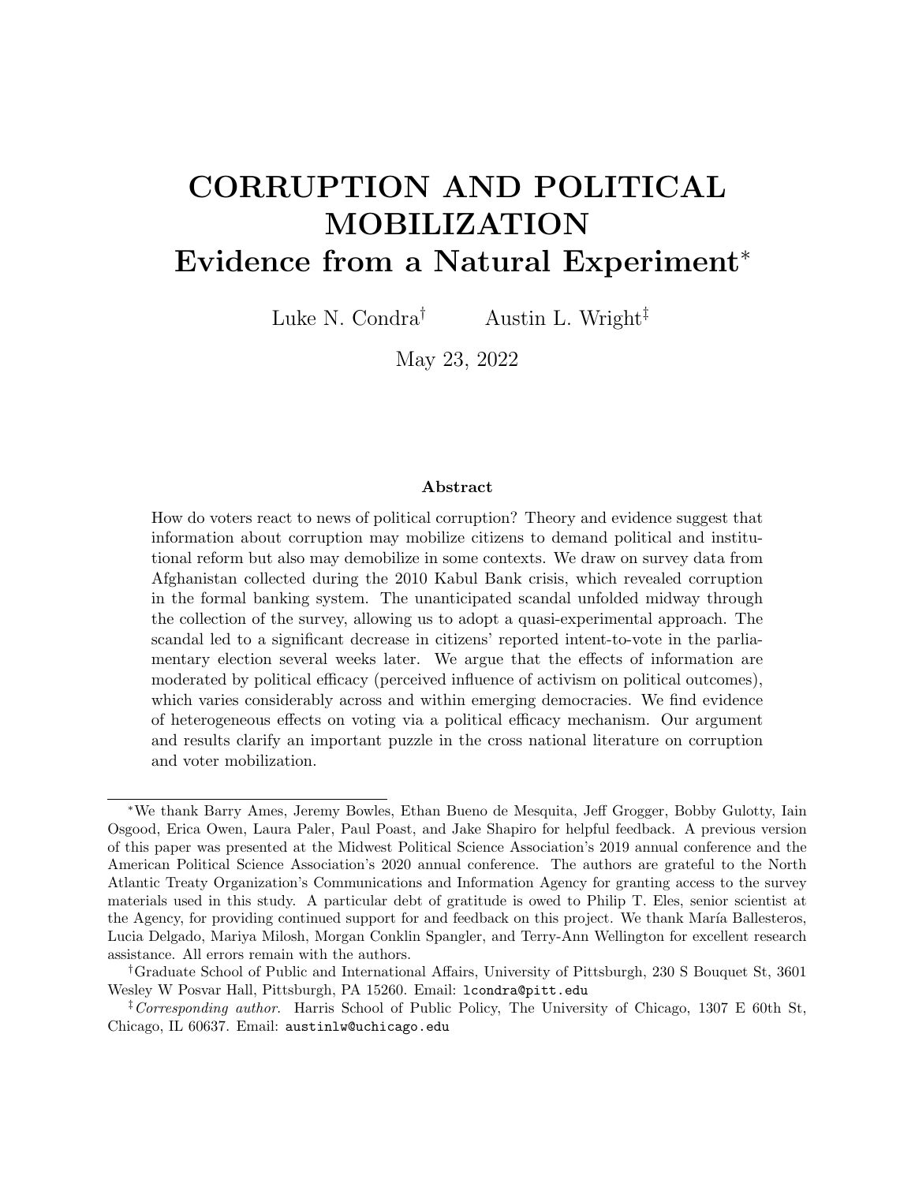# CORRUPTION AND POLITICAL MOBILIZATION
## Evidence from a Natural Experiment*

Luke N. Condra† Austin L. Wright‡

May 23, 2022

### Abstract

How do voters react to news of political corruption? Theory and evidence suggest that information about corruption may mobilize citizens to demand political and institutional reform but also may demobilize in some contexts. We draw on survey data from Afghanistan collected during the 2010 Kabul Bank crisis, which revealed corruption in the formal banking system. The unanticipated scandal unfolded midway through the collection of the survey, allowing us to adopt a quasi-experimental approach. The scandal led to a significant decrease in citizens' reported intent-to-vote in the parliamentary election several weeks later. We argue that the effects of information are moderated by political efficacy (perceived influence of activism on political outcomes), which varies considerably across and within emerging democracies. We find evidence of heterogeneous effects on voting via a political efficacy mechanism. Our argument and results clarify an important puzzle in the cross national literature on corruption and voter mobilization.

---

*We thank Barry Ames, Jeremy Bowles, Ethan Bueno de Mesquita, Jeff Grogger, Bobby Gulotty, Iain Osgood, Erica Owen, Laura Paler, Paul Poast, and Jake Shapiro for helpful feedback. A previous version of this paper was presented at the Midwest Political Science Association's 2019 annual conference and the American Political Science Association's 2020 annual conference. The authors are grateful to the North Atlantic Treaty Organization's Communications and Information Agency for granting access to the survey materials used in this study. A particular debt of gratitude is owed to Philip T. Eles, senior scientist at the Agency, for providing continued support for and feedback on this project. We thank María Ballesteros, Lucia Delgado, Mariya Milosh, Morgan Conklin Spangler, and Terry-Ann Wellington for excellent research assistance. All errors remain with the authors.

†Graduate School of Public and International Affairs, University of Pittsburgh, 230 S Bouquet St, 3601 Wesley W Posvar Hall, Pittsburgh, PA 15260. Email: lcondra@pitt.edu

‡*Corresponding author.* Harris School of Public Policy, The University of Chicago, 1307 E 60th St, Chicago, IL 60637. Email: austinlw@uchicago.edu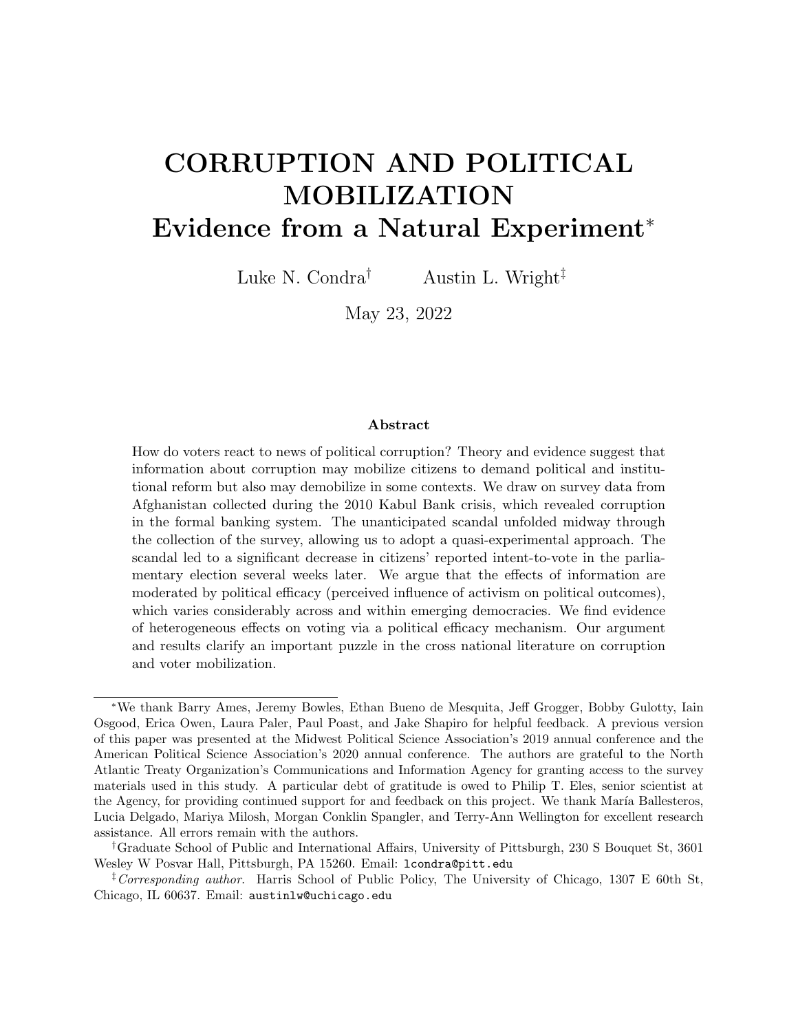# CORRUPTION AND POLITICAL MOBILIZATION
## Evidence from a Natural Experiment*

Luke N. Condra[†] Austin L. Wright[‡]

May 23, 2022

### Abstract

How do voters react to news of political corruption? Theory and evidence suggest that information about corruption may mobilize citizens to demand political and institutional reform but also may demobilize in some contexts. We draw on survey data from Afghanistan collected during the 2010 Kabul Bank crisis, which revealed corruption in the formal banking system. The unanticipated scandal unfolded midway through the collection of the survey, allowing us to adopt a quasi-experimental approach. The scandal led to a significant decrease in citizens' reported intent-to-vote in the parliamentary election several weeks later. We argue that the effects of information are moderated by political efficacy (perceived influence of activism on political outcomes), which varies considerably across and within emerging democracies. We find evidence of heterogeneous effects on voting via a political efficacy mechanism. Our argument and results clarify an important puzzle in the cross national literature on corruption and voter mobilization.

---

*We thank Barry Ames, Jeremy Bowles, Ethan Bueno de Mesquita, Jeff Grogger, Bobby Gulotty, Iain Osgood, Erica Owen, Laura Paler, Paul Poast, and Jake Shapiro for helpful feedback. A previous version of this paper was presented at the Midwest Political Science Association's 2019 annual conference and the American Political Science Association's 2020 annual conference. The authors are grateful to the North Atlantic Treaty Organization's Communications and Information Agency for granting access to the survey materials used in this study. A particular debt of gratitude is owed to Philip T. Eles, senior scientist at the Agency, for providing continued support for and feedback on this project. We thank María Ballesteros, Lucia Delgado, Mariya Milosh, Morgan Conklin Spangler, and Terry-Ann Wellington for excellent research assistance. All errors remain with the authors.

†Graduate School of Public and International Affairs, University of Pittsburgh, 230 S Bouquet St, 3601 Wesley W Posvar Hall, Pittsburgh, PA 15260. Email: lcondra@pitt.edu

‡*Corresponding author.* Harris School of Public Policy, The University of Chicago, 1307 E 60th St, Chicago, IL 60637. Email: austinlw@uchicago.edu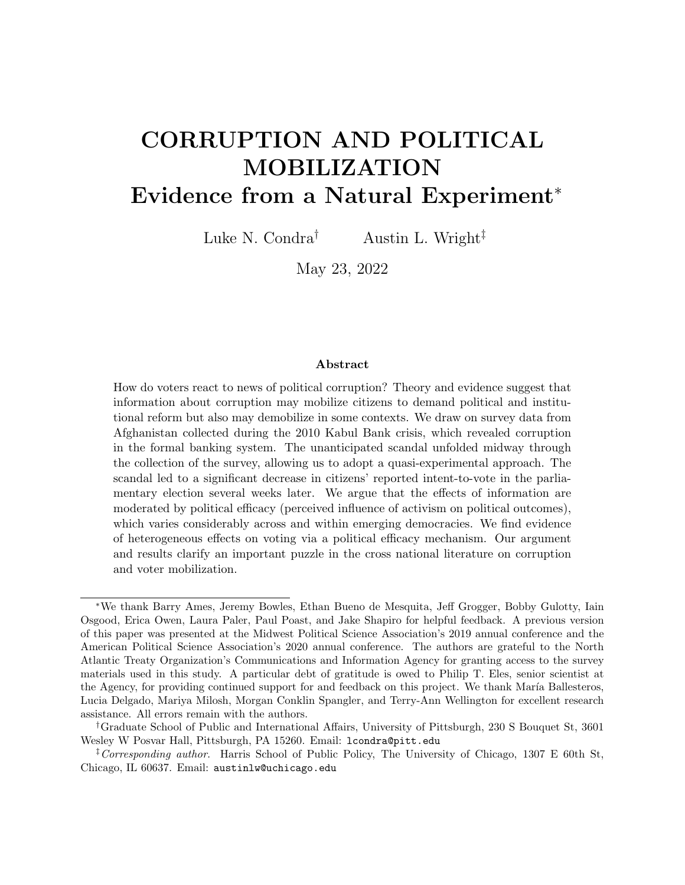# CORRUPTION AND POLITICAL MOBILIZATION
## Evidence from a Natural Experiment*

Luke N. Condra[†] Austin L. Wright[‡]

May 23, 2022

### Abstract

How do voters react to news of political corruption? Theory and evidence suggest that information about corruption may mobilize citizens to demand political and institutional reform but also may demobilize in some contexts. We draw on survey data from Afghanistan collected during the 2010 Kabul Bank crisis, which revealed corruption in the formal banking system. The unanticipated scandal unfolded midway through the collection of the survey, allowing us to adopt a quasi-experimental approach. The scandal led to a significant decrease in citizens' reported intent-to-vote in the parliamentary election several weeks later. We argue that the effects of information are moderated by political efficacy (perceived influence of activism on political outcomes), which varies considerably across and within emerging democracies. We find evidence of heterogeneous effects on voting via a political efficacy mechanism. Our argument and results clarify an important puzzle in the cross national literature on corruption and voter mobilization.

---

*We thank Barry Ames, Jeremy Bowles, Ethan Bueno de Mesquita, Jeff Grogger, Bobby Gulotty, Iain Osgood, Erica Owen, Laura Paler, Paul Poast, and Jake Shapiro for helpful feedback. A previous version of this paper was presented at the Midwest Political Science Association's 2019 annual conference and the American Political Science Association's 2020 annual conference. The authors are grateful to the North Atlantic Treaty Organization's Communications and Information Agency for granting access to the survey materials used in this study. A particular debt of gratitude is owed to Philip T. Eles, senior scientist at the Agency, for providing continued support for and feedback on this project. We thank María Ballesteros, Lucia Delgado, Mariya Milosh, Morgan Conklin Spangler, and Terry-Ann Wellington for excellent research assistance. All errors remain with the authors.

†Graduate School of Public and International Affairs, University of Pittsburgh, 230 S Bouquet St, 3601 Wesley W Posvar Hall, Pittsburgh, PA 15260. Email: lcondra@pitt.edu

‡*Corresponding author.* Harris School of Public Policy, The University of Chicago, 1307 E 60th St, Chicago, IL 60637. Email: austinlw@uchicago.edu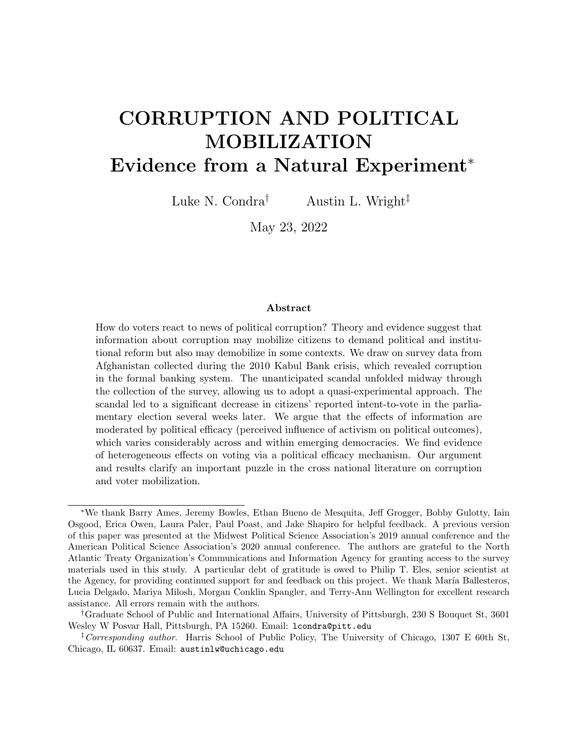# CORRUPTION AND POLITICAL MOBILIZATION
## Evidence from a Natural Experiment*

Luke N. Condra[†] Austin L. Wright[‡]

May 23, 2022

### Abstract

How do voters react to news of political corruption? Theory and evidence suggest that information about corruption may mobilize citizens to demand political and institutional reform but also may demobilize in some contexts. We draw on survey data from Afghanistan collected during the 2010 Kabul Bank crisis, which revealed corruption in the formal banking system. The unanticipated scandal unfolded midway through the collection of the survey, allowing us to adopt a quasi-experimental approach. The scandal led to a significant decrease in citizens' reported intent-to-vote in the parliamentary election several weeks later. We argue that the effects of information are moderated by political efficacy (perceived influence of activism on political outcomes), which varies considerably across and within emerging democracies. We find evidence of heterogeneous effects on voting via a political efficacy mechanism. Our argument and results clarify an important puzzle in the cross national literature on corruption and voter mobilization.

---

*We thank Barry Ames, Jeremy Bowles, Ethan Bueno de Mesquita, Jeff Grogger, Bobby Gulotty, Iain Osgood, Erica Owen, Laura Paler, Paul Poast, and Jake Shapiro for helpful feedback. A previous version of this paper was presented at the Midwest Political Science Association's 2019 annual conference and the American Political Science Association's 2020 annual conference. The authors are grateful to the North Atlantic Treaty Organization's Communications and Information Agency for granting access to the survey materials used in this study. A particular debt of gratitude is owed to Philip T. Eles, senior scientist at the Agency, for providing continued support for and feedback on this project. We thank María Ballesteros, Lucia Delgado, Mariya Milosh, Morgan Conklin Spangler, and Terry-Ann Wellington for excellent research assistance. All errors remain with the authors.

†Graduate School of Public and International Affairs, University of Pittsburgh, 230 S Bouquet St, 3601 Wesley W Posvar Hall, Pittsburgh, PA 15260. Email: lcondra@pitt.edu

‡*Corresponding author.* Harris School of Public Policy, The University of Chicago, 1307 E 60th St, Chicago, IL 60637. Email: austinlw@uchicago.edu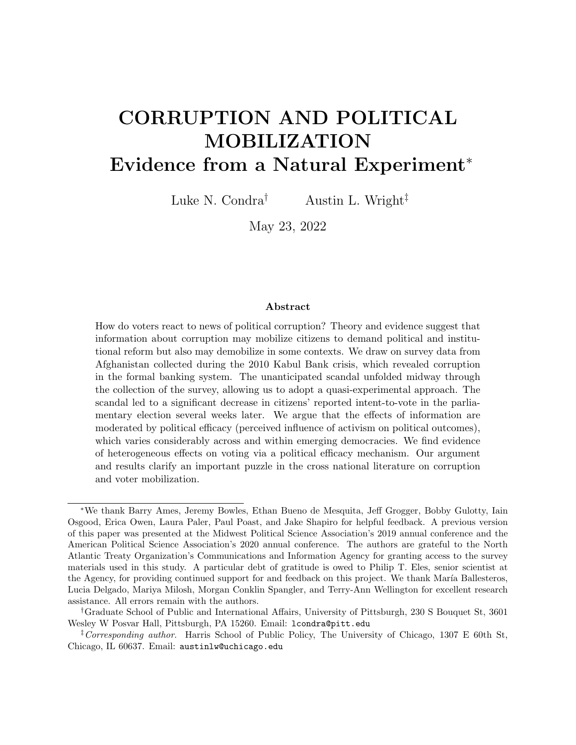# CORRUPTION AND POLITICAL MOBILIZATION
## Evidence from a Natural Experiment*

Luke N. Condra[†] Austin L. Wright[‡]

May 23, 2022

### Abstract

How do voters react to news of political corruption? Theory and evidence suggest that information about corruption may mobilize citizens to demand political and institutional reform but also may demobilize in some contexts. We draw on survey data from Afghanistan collected during the 2010 Kabul Bank crisis, which revealed corruption in the formal banking system. The unanticipated scandal unfolded midway through the collection of the survey, allowing us to adopt a quasi-experimental approach. The scandal led to a significant decrease in citizens' reported intent-to-vote in the parliamentary election several weeks later. We argue that the effects of information are moderated by political efficacy (perceived influence of activism on political outcomes), which varies considerably across and within emerging democracies. We find evidence of heterogeneous effects on voting via a political efficacy mechanism. Our argument and results clarify an important puzzle in the cross national literature on corruption and voter mobilization.

---

*We thank Barry Ames, Jeremy Bowles, Ethan Bueno de Mesquita, Jeff Grogger, Bobby Gulotty, Iain Osgood, Erica Owen, Laura Paler, Paul Poast, and Jake Shapiro for helpful feedback. A previous version of this paper was presented at the Midwest Political Science Association's 2019 annual conference and the American Political Science Association's 2020 annual conference. The authors are grateful to the North Atlantic Treaty Organization's Communications and Information Agency for granting access to the survey materials used in this study. A particular debt of gratitude is owed to Philip T. Eles, senior scientist at the Agency, for providing continued support for and feedback on this project. We thank María Ballesteros, Lucia Delgado, Mariya Milosh, Morgan Conklin Spangler, and Terry-Ann Wellington for excellent research assistance. All errors remain with the authors.

†Graduate School of Public and International Affairs, University of Pittsburgh, 230 S Bouquet St, 3601 Wesley W Posvar Hall, Pittsburgh, PA 15260. Email: lcondra@pitt.edu

‡*Corresponding author.* Harris School of Public Policy, The University of Chicago, 1307 E 60th St, Chicago, IL 60637. Email: austinlw@uchicago.edu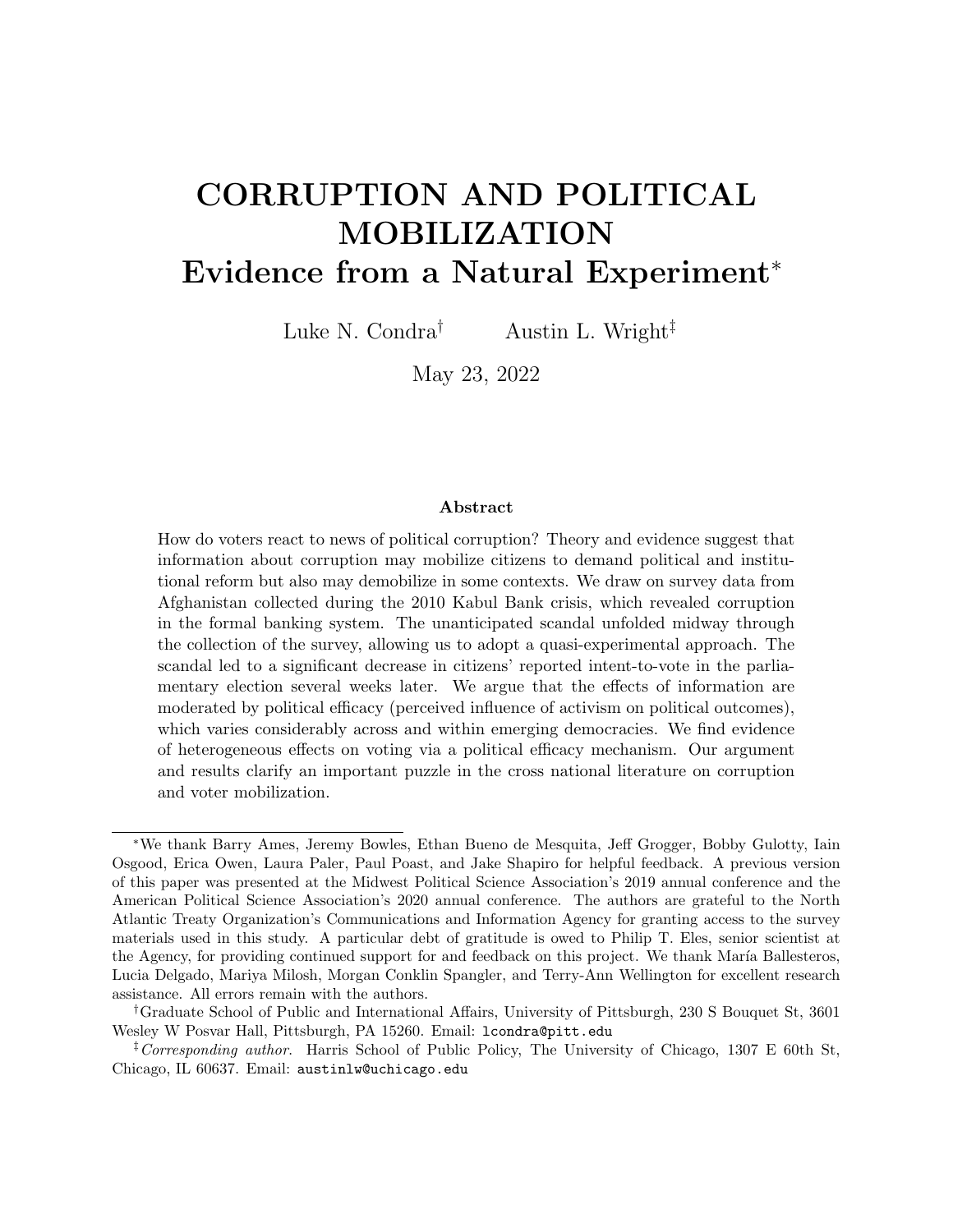# CORRUPTION AND POLITICAL MOBILIZATION
## Evidence from a Natural Experiment*

Luke N. Condra[†] Austin L. Wright[‡]

May 23, 2022

### Abstract

How do voters react to news of political corruption? Theory and evidence suggest that information about corruption may mobilize citizens to demand political and institutional reform but also may demobilize in some contexts. We draw on survey data from Afghanistan collected during the 2010 Kabul Bank crisis, which revealed corruption in the formal banking system. The unanticipated scandal unfolded midway through the collection of the survey, allowing us to adopt a quasi-experimental approach. The scandal led to a significant decrease in citizens' reported intent-to-vote in the parliamentary election several weeks later. We argue that the effects of information are moderated by political efficacy (perceived influence of activism on political outcomes), which varies considerably across and within emerging democracies. We find evidence of heterogeneous effects on voting via a political efficacy mechanism. Our argument and results clarify an important puzzle in the cross national literature on corruption and voter mobilization.

---

*We thank Barry Ames, Jeremy Bowles, Ethan Bueno de Mesquita, Jeff Grogger, Bobby Gulotty, Iain Osgood, Erica Owen, Laura Paler, Paul Poast, and Jake Shapiro for helpful feedback. A previous version of this paper was presented at the Midwest Political Science Association's 2019 annual conference and the American Political Science Association's 2020 annual conference. The authors are grateful to the North Atlantic Treaty Organization's Communications and Information Agency for granting access to the survey materials used in this study. A particular debt of gratitude is owed to Philip T. Eles, senior scientist at the Agency, for providing continued support for and feedback on this project. We thank María Ballesteros, Lucia Delgado, Mariya Milosh, Morgan Conklin Spangler, and Terry-Ann Wellington for excellent research assistance. All errors remain with the authors.

†Graduate School of Public and International Affairs, University of Pittsburgh, 230 S Bouquet St, 3601 Wesley W Posvar Hall, Pittsburgh, PA 15260. Email: lcondra@pitt.edu

‡*Corresponding author.* Harris School of Public Policy, The University of Chicago, 1307 E 60th St, Chicago, IL 60637. Email: austinlw@uchicago.edu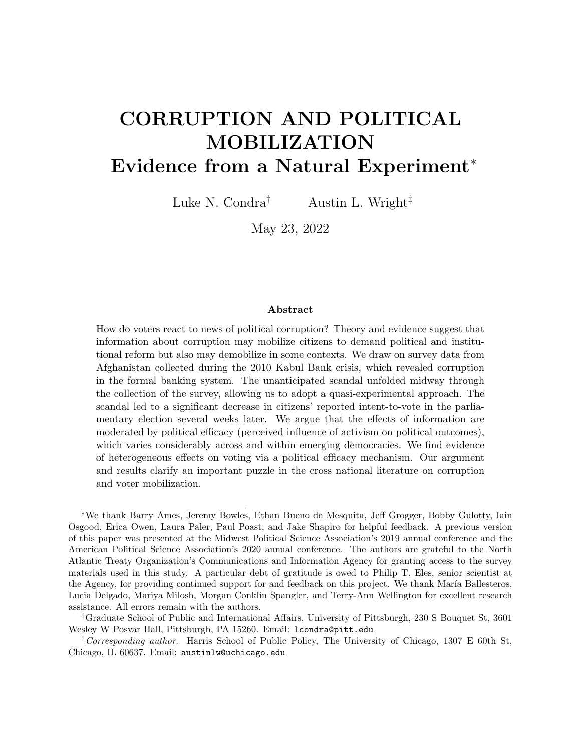# CORRUPTION AND POLITICAL MOBILIZATION
## Evidence from a Natural Experiment*

Luke N. Condra[†] Austin L. Wright[‡]

May 23, 2022

### Abstract

How do voters react to news of political corruption? Theory and evidence suggest that information about corruption may mobilize citizens to demand political and institutional reform but also may demobilize in some contexts. We draw on survey data from Afghanistan collected during the 2010 Kabul Bank crisis, which revealed corruption in the formal banking system. The unanticipated scandal unfolded midway through the collection of the survey, allowing us to adopt a quasi-experimental approach. The scandal led to a significant decrease in citizens' reported intent-to-vote in the parliamentary election several weeks later. We argue that the effects of information are moderated by political efficacy (perceived influence of activism on political outcomes), which varies considerably across and within emerging democracies. We find evidence of heterogeneous effects on voting via a political efficacy mechanism. Our argument and results clarify an important puzzle in the cross national literature on corruption and voter mobilization.

---

*We thank Barry Ames, Jeremy Bowles, Ethan Bueno de Mesquita, Jeff Grogger, Bobby Gulotty, Iain Osgood, Erica Owen, Laura Paler, Paul Poast, and Jake Shapiro for helpful feedback. A previous version of this paper was presented at the Midwest Political Science Association's 2019 annual conference and the American Political Science Association's 2020 annual conference. The authors are grateful to the North Atlantic Treaty Organization's Communications and Information Agency for granting access to the survey materials used in this study. A particular debt of gratitude is owed to Philip T. Eles, senior scientist at the Agency, for providing continued support for and feedback on this project. We thank María Ballesteros, Lucia Delgado, Mariya Milosh, Morgan Conklin Spangler, and Terry-Ann Wellington for excellent research assistance. All errors remain with the authors.

†Graduate School of Public and International Affairs, University of Pittsburgh, 230 S Bouquet St, 3601 Wesley W Posvar Hall, Pittsburgh, PA 15260. Email: lcondra@pitt.edu

‡*Corresponding author.* Harris School of Public Policy, The University of Chicago, 1307 E 60th St, Chicago, IL 60637. Email: austinlw@uchicago.edu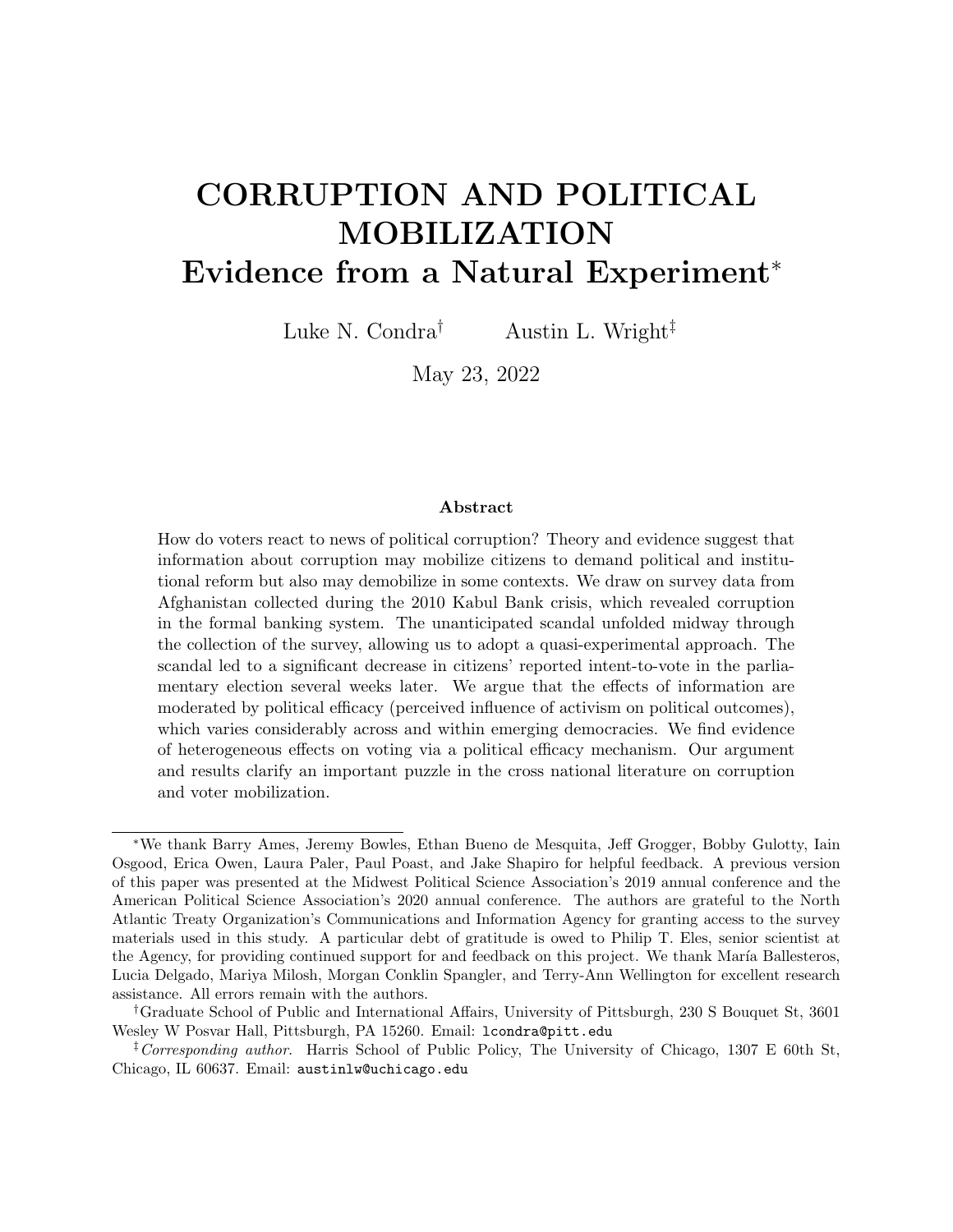# CORRUPTION AND POLITICAL MOBILIZATION
## Evidence from a Natural Experiment*

Luke N. Condra[†] Austin L. Wright[‡]

May 23, 2022

### Abstract

How do voters react to news of political corruption? Theory and evidence suggest that information about corruption may mobilize citizens to demand political and institutional reform but also may demobilize in some contexts. We draw on survey data from Afghanistan collected during the 2010 Kabul Bank crisis, which revealed corruption in the formal banking system. The unanticipated scandal unfolded midway through the collection of the survey, allowing us to adopt a quasi-experimental approach. The scandal led to a significant decrease in citizens' reported intent-to-vote in the parliamentary election several weeks later. We argue that the effects of information are moderated by political efficacy (perceived influence of activism on political outcomes), which varies considerably across and within emerging democracies. We find evidence of heterogeneous effects on voting via a political efficacy mechanism. Our argument and results clarify an important puzzle in the cross national literature on corruption and voter mobilization.

---

*We thank Barry Ames, Jeremy Bowles, Ethan Bueno de Mesquita, Jeff Grogger, Bobby Gulotty, Iain Osgood, Erica Owen, Laura Paler, Paul Poast, and Jake Shapiro for helpful feedback. A previous version of this paper was presented at the Midwest Political Science Association's 2019 annual conference and the American Political Science Association's 2020 annual conference. The authors are grateful to the North Atlantic Treaty Organization's Communications and Information Agency for granting access to the survey materials used in this study. A particular debt of gratitude is owed to Philip T. Eles, senior scientist at the Agency, for providing continued support for and feedback on this project. We thank María Ballesteros, Lucia Delgado, Mariya Milosh, Morgan Conklin Spangler, and Terry-Ann Wellington for excellent research assistance. All errors remain with the authors.

†Graduate School of Public and International Affairs, University of Pittsburgh, 230 S Bouquet St, 3601 Wesley W Posvar Hall, Pittsburgh, PA 15260. Email: lcondra@pitt.edu

‡*Corresponding author.* Harris School of Public Policy, The University of Chicago, 1307 E 60th St, Chicago, IL 60637. Email: austinlw@uchicago.edu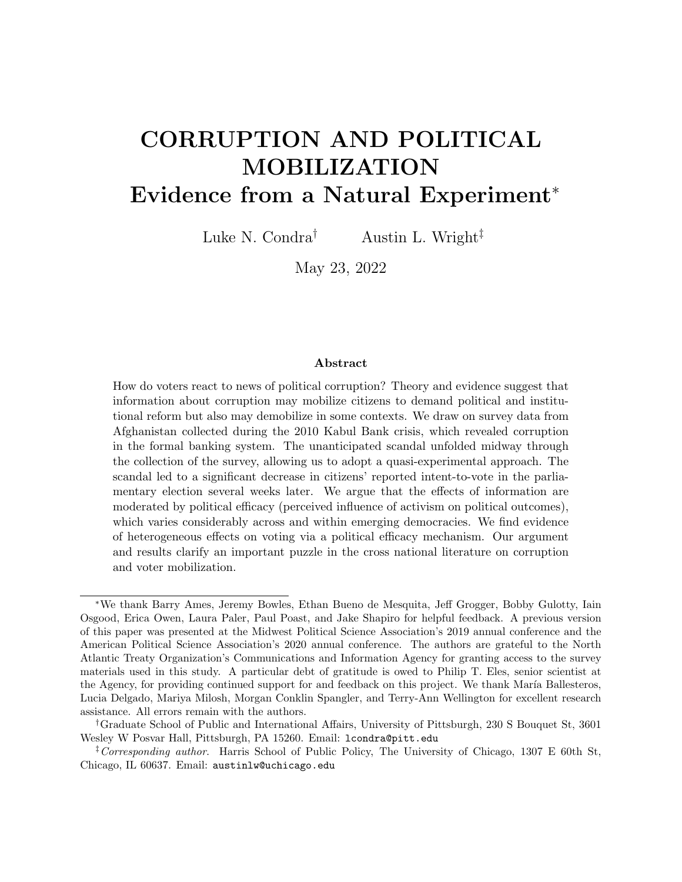# CORRUPTION AND POLITICAL MOBILIZATION
## Evidence from a Natural Experiment*

Luke N. Condra[†] Austin L. Wright[‡]

May 23, 2022

### Abstract

How do voters react to news of political corruption? Theory and evidence suggest that information about corruption may mobilize citizens to demand political and institutional reform but also may demobilize in some contexts. We draw on survey data from Afghanistan collected during the 2010 Kabul Bank crisis, which revealed corruption in the formal banking system. The unanticipated scandal unfolded midway through the collection of the survey, allowing us to adopt a quasi-experimental approach. The scandal led to a significant decrease in citizens' reported intent-to-vote in the parliamentary election several weeks later. We argue that the effects of information are moderated by political efficacy (perceived influence of activism on political outcomes), which varies considerably across and within emerging democracies. We find evidence of heterogeneous effects on voting via a political efficacy mechanism. Our argument and results clarify an important puzzle in the cross national literature on corruption and voter mobilization.

---

*We thank Barry Ames, Jeremy Bowles, Ethan Bueno de Mesquita, Jeff Grogger, Bobby Gulotty, Iain Osgood, Erica Owen, Laura Paler, Paul Poast, and Jake Shapiro for helpful feedback. A previous version of this paper was presented at the Midwest Political Science Association's 2019 annual conference and the American Political Science Association's 2020 annual conference. The authors are grateful to the North Atlantic Treaty Organization's Communications and Information Agency for granting access to the survey materials used in this study. A particular debt of gratitude is owed to Philip T. Eles, senior scientist at the Agency, for providing continued support for and feedback on this project. We thank María Ballesteros, Lucia Delgado, Mariya Milosh, Morgan Conklin Spangler, and Terry-Ann Wellington for excellent research assistance. All errors remain with the authors.

†Graduate School of Public and International Affairs, University of Pittsburgh, 230 S Bouquet St, 3601 Wesley W Posvar Hall, Pittsburgh, PA 15260. Email: lcondra@pitt.edu

‡*Corresponding author.* Harris School of Public Policy, The University of Chicago, 1307 E 60th St, Chicago, IL 60637. Email: austinlw@uchicago.edu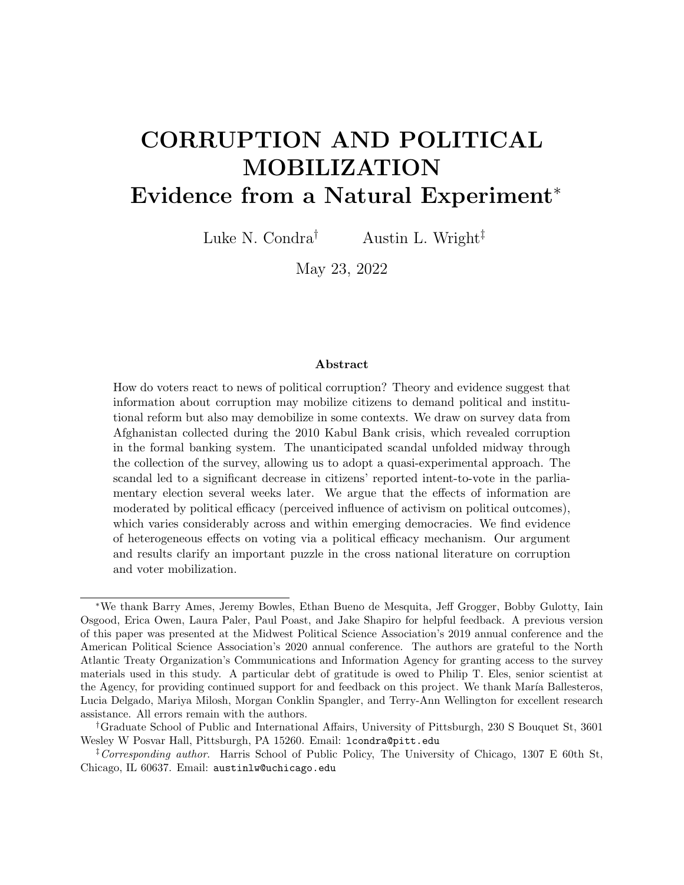# CORRUPTION AND POLITICAL MOBILIZATION
## Evidence from a Natural Experiment*

Luke N. Condra[†] Austin L. Wright[‡]

May 23, 2022

### Abstract

How do voters react to news of political corruption? Theory and evidence suggest that information about corruption may mobilize citizens to demand political and institutional reform but also may demobilize in some contexts. We draw on survey data from Afghanistan collected during the 2010 Kabul Bank crisis, which revealed corruption in the formal banking system. The unanticipated scandal unfolded midway through the collection of the survey, allowing us to adopt a quasi-experimental approach. The scandal led to a significant decrease in citizens' reported intent-to-vote in the parliamentary election several weeks later. We argue that the effects of information are moderated by political efficacy (perceived influence of activism on political outcomes), which varies considerably across and within emerging democracies. We find evidence of heterogeneous effects on voting via a political efficacy mechanism. Our argument and results clarify an important puzzle in the cross national literature on corruption and voter mobilization.

---

*We thank Barry Ames, Jeremy Bowles, Ethan Bueno de Mesquita, Jeff Grogger, Bobby Gulotty, Iain Osgood, Erica Owen, Laura Paler, Paul Poast, and Jake Shapiro for helpful feedback. A previous version of this paper was presented at the Midwest Political Science Association's 2019 annual conference and the American Political Science Association's 2020 annual conference. The authors are grateful to the North Atlantic Treaty Organization's Communications and Information Agency for granting access to the survey materials used in this study. A particular debt of gratitude is owed to Philip T. Eles, senior scientist at the Agency, for providing continued support for and feedback on this project. We thank María Ballesteros, Lucia Delgado, Mariya Milosh, Morgan Conklin Spangler, and Terry-Ann Wellington for excellent research assistance. All errors remain with the authors.

[†]Graduate School of Public and International Affairs, University of Pittsburgh, 230 S Bouquet St, 3601 Wesley W Posvar Hall, Pittsburgh, PA 15260. Email: lcondra@pitt.edu

[‡]*Corresponding author.* Harris School of Public Policy, The University of Chicago, 1307 E 60th St, Chicago, IL 60637. Email: austinlw@uchicago.edu